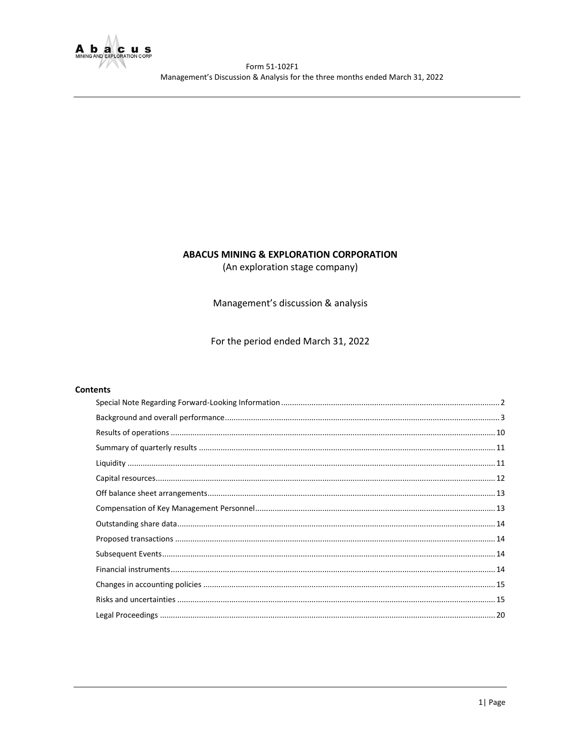# ABACUS MINING & EXPLORATION CORPORATION

(An exploration stage company)

Management's discussion & analysis

For the period ended March 31, 2022

## Contents

- Special Note Regarding Forward-Looking Information .......... 2
- Background and overall performance .......... 3
- Results of operations .......... 10
- Summary of quarterly results .......... 11
- Liquidity .......... 11
- Capital resources .......... 12
- Off balance sheet arrangements .......... 13
- Compensation of Key Management Personnel .......... 13
- Outstanding share data .......... 14
- Proposed transactions .......... 14
- Subsequent Events .......... 14
- Financial instruments .......... 14
- Changes in accounting policies .......... 15
- Risks and uncertainties .......... 15
- Legal Proceedings .......... 20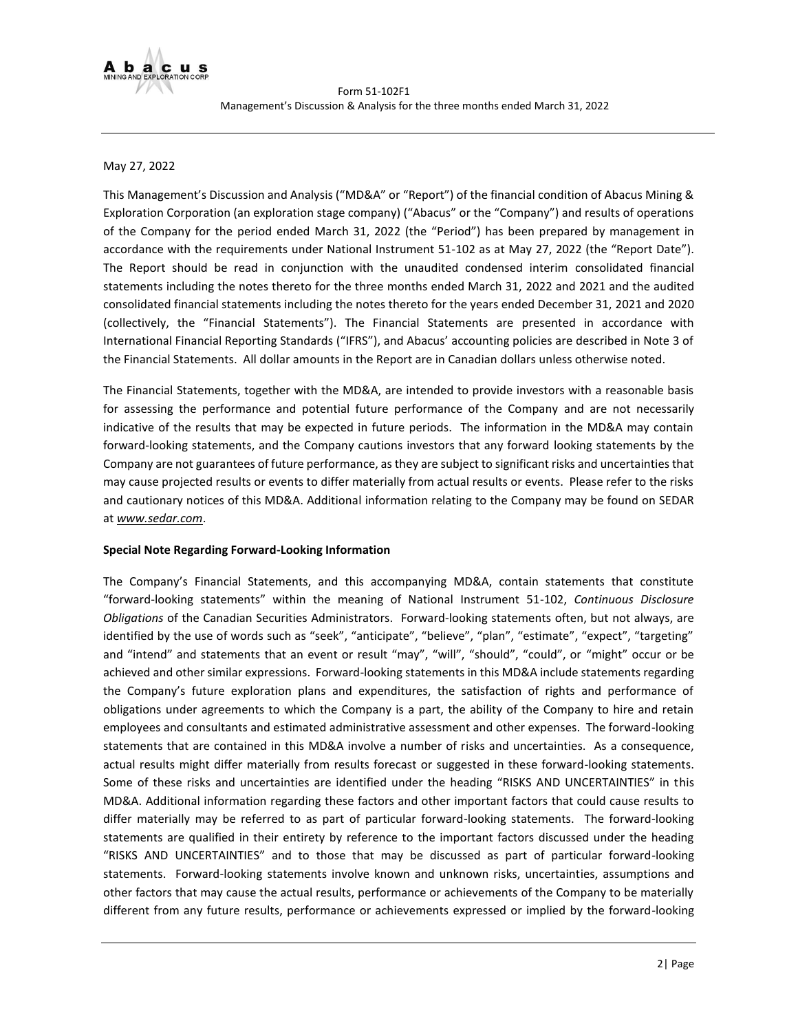May 27, 2022

This Management's Discussion and Analysis ("MD&A" or "Report") of the financial condition of Abacus Mining & Exploration Corporation (an exploration stage company) ("Abacus" or the "Company") and results of operations of the Company for the period ended March 31, 2022 (the "Period") has been prepared by management in accordance with the requirements under National Instrument 51-102 as at May 27, 2022 (the "Report Date"). The Report should be read in conjunction with the unaudited condensed interim consolidated financial statements including the notes thereto for the three months ended March 31, 2022 and 2021 and the audited consolidated financial statements including the notes thereto for the years ended December 31, 2021 and 2020 (collectively, the "Financial Statements"). The Financial Statements are presented in accordance with International Financial Reporting Standards ("IFRS"), and Abacus' accounting policies are described in Note 3 of the Financial Statements. All dollar amounts in the Report are in Canadian dollars unless otherwise noted.

The Financial Statements, together with the MD&A, are intended to provide investors with a reasonable basis for assessing the performance and potential future performance of the Company and are not necessarily indicative of the results that may be expected in future periods. The information in the MD&A may contain forward-looking statements, and the Company cautions investors that any forward looking statements by the Company are not guarantees of future performance, as they are subject to significant risks and uncertainties that may cause projected results or events to differ materially from actual results or events. Please refer to the risks and cautionary notices of this MD&A. Additional information relating to the Company may be found on SEDAR at *www.sedar.com*.

**Special Note Regarding Forward-Looking Information**

The Company's Financial Statements, and this accompanying MD&A, contain statements that constitute "forward-looking statements" within the meaning of National Instrument 51-102, *Continuous Disclosure Obligations* of the Canadian Securities Administrators. Forward-looking statements often, but not always, are identified by the use of words such as "seek", "anticipate", "believe", "plan", "estimate", "expect", "targeting" and "intend" and statements that an event or result "may", "will", "should", "could", or "might" occur or be achieved and other similar expressions. Forward-looking statements in this MD&A include statements regarding the Company's future exploration plans and expenditures, the satisfaction of rights and performance of obligations under agreements to which the Company is a part, the ability of the Company to hire and retain employees and consultants and estimated administrative assessment and other expenses. The forward-looking statements that are contained in this MD&A involve a number of risks and uncertainties. As a consequence, actual results might differ materially from results forecast or suggested in these forward-looking statements. Some of these risks and uncertainties are identified under the heading "RISKS AND UNCERTAINTIES" in this MD&A. Additional information regarding these factors and other important factors that could cause results to differ materially may be referred to as part of particular forward-looking statements. The forward-looking statements are qualified in their entirety by reference to the important factors discussed under the heading "RISKS AND UNCERTAINTIES" and to those that may be discussed as part of particular forward-looking statements. Forward-looking statements involve known and unknown risks, uncertainties, assumptions and other factors that may cause the actual results, performance or achievements of the Company to be materially different from any future results, performance or achievements expressed or implied by the forward-looking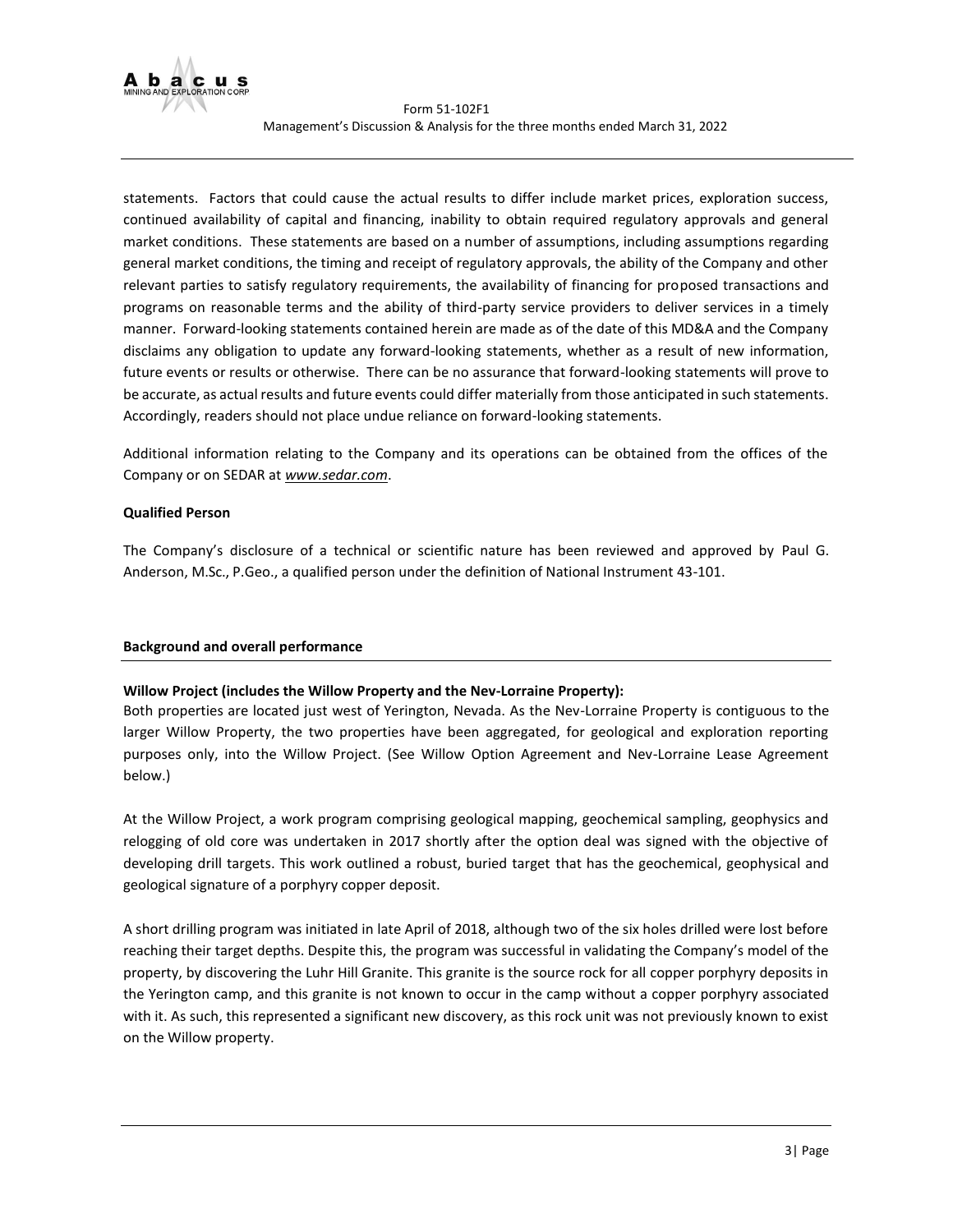statements. Factors that could cause the actual results to differ include market prices, exploration success, continued availability of capital and financing, inability to obtain required regulatory approvals and general market conditions. These statements are based on a number of assumptions, including assumptions regarding general market conditions, the timing and receipt of regulatory approvals, the ability of the Company and other relevant parties to satisfy regulatory requirements, the availability of financing for proposed transactions and programs on reasonable terms and the ability of third-party service providers to deliver services in a timely manner. Forward-looking statements contained herein are made as of the date of this MD&A and the Company disclaims any obligation to update any forward-looking statements, whether as a result of new information, future events or results or otherwise. There can be no assurance that forward-looking statements will prove to be accurate, as actual results and future events could differ materially from those anticipated in such statements. Accordingly, readers should not place undue reliance on forward-looking statements.

Additional information relating to the Company and its operations can be obtained from the offices of the Company or on SEDAR at *www.sedar.com*.

**Qualified Person**

The Company's disclosure of a technical or scientific nature has been reviewed and approved by Paul G. Anderson, M.Sc., P.Geo., a qualified person under the definition of National Instrument 43-101.

## Background and overall performance

**Willow Project (includes the Willow Property and the Nev-Lorraine Property):**
Both properties are located just west of Yerington, Nevada. As the Nev-Lorraine Property is contiguous to the larger Willow Property, the two properties have been aggregated, for geological and exploration reporting purposes only, into the Willow Project. (See Willow Option Agreement and Nev-Lorraine Lease Agreement below.)

At the Willow Project, a work program comprising geological mapping, geochemical sampling, geophysics and relogging of old core was undertaken in 2017 shortly after the option deal was signed with the objective of developing drill targets. This work outlined a robust, buried target that has the geochemical, geophysical and geological signature of a porphyry copper deposit.

A short drilling program was initiated in late April of 2018, although two of the six holes drilled were lost before reaching their target depths. Despite this, the program was successful in validating the Company's model of the property, by discovering the Luhr Hill Granite. This granite is the source rock for all copper porphyry deposits in the Yerington camp, and this granite is not known to occur in the camp without a copper porphyry associated with it. As such, this represented a significant new discovery, as this rock unit was not previously known to exist on the Willow property.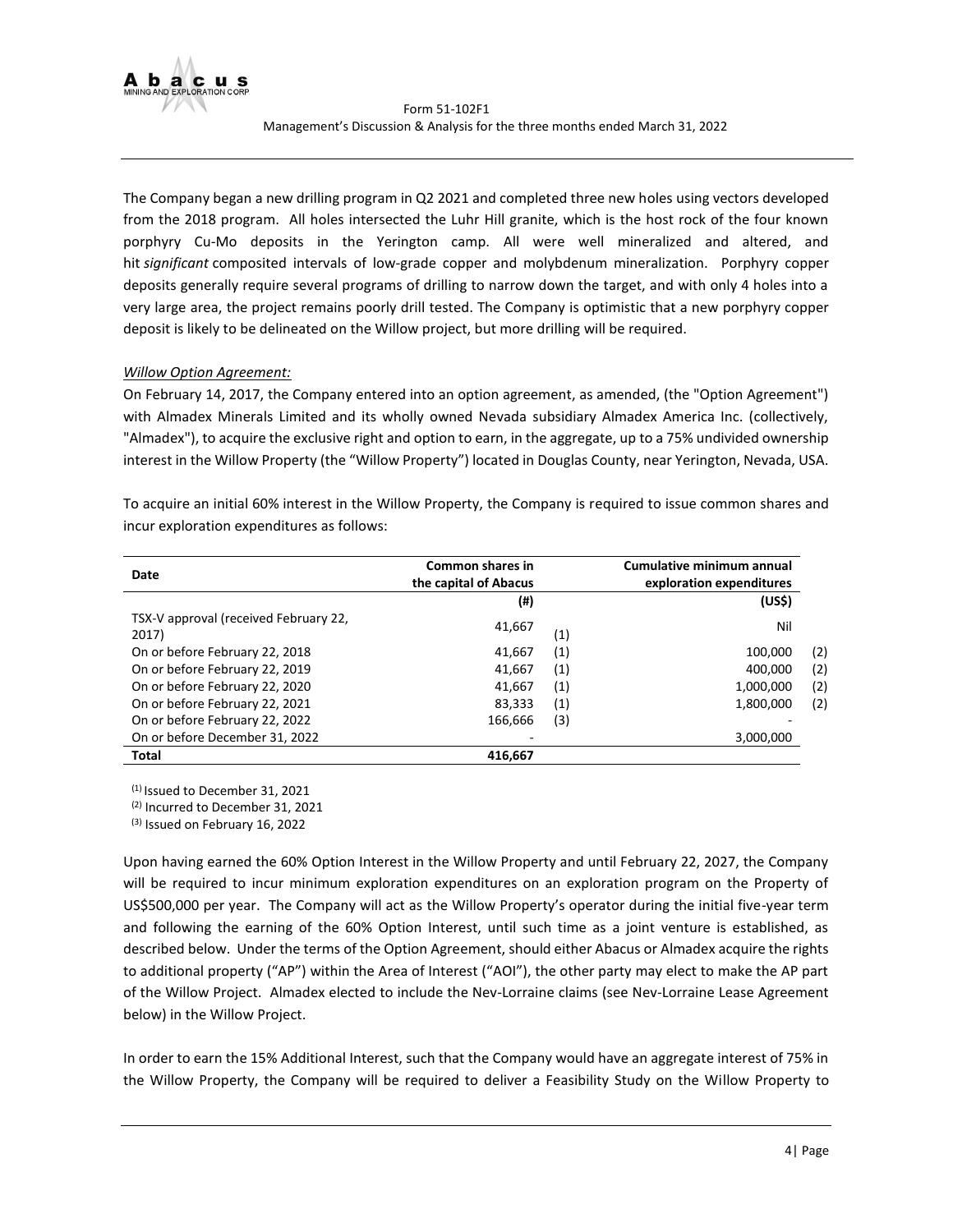The Company began a new drilling program in Q2 2021 and completed three new holes using vectors developed from the 2018 program. All holes intersected the Luhr Hill granite, which is the host rock of the four known porphyry Cu-Mo deposits in the Yerington camp. All were well mineralized and altered, and hit *significant* composited intervals of low-grade copper and molybdenum mineralization. Porphyry copper deposits generally require several programs of drilling to narrow down the target, and with only 4 holes into a very large area, the project remains poorly drill tested. The Company is optimistic that a new porphyry copper deposit is likely to be delineated on the Willow project, but more drilling will be required.

*Willow Option Agreement:*

On February 14, 2017, the Company entered into an option agreement, as amended, (the "Option Agreement") with Almadex Minerals Limited and its wholly owned Nevada subsidiary Almadex America Inc. (collectively, "Almadex"), to acquire the exclusive right and option to earn, in the aggregate, up to a 75% undivided ownership interest in the Willow Property (the "Willow Property") located in Douglas County, near Yerington, Nevada, USA.

To acquire an initial 60% interest in the Willow Property, the Company is required to issue common shares and incur exploration expenditures as follows:

| Date | Common shares in the capital of Abacus | | Cumulative minimum annual exploration expenditures | |
|---|---|---|---|---|
| | (#) | | (US$) | |
| TSX-V approval (received February 22, 2017) | 41,667 | (1) | Nil | |
| On or before February 22, 2018 | 41,667 | (1) | 100,000 | (2) |
| On or before February 22, 2019 | 41,667 | (1) | 400,000 | (2) |
| On or before February 22, 2020 | 41,667 | (1) | 1,000,000 | (2) |
| On or before February 22, 2021 | 83,333 | (1) | 1,800,000 | (2) |
| On or before February 22, 2022 | 166,666 | (3) | - | |
| On or before December 31, 2022 | - | | 3,000,000 | |
| **Total** | **416,667** | | | |

(1) Issued to December 31, 2021

(2) Incurred to December 31, 2021

(3) Issued on February 16, 2022

Upon having earned the 60% Option Interest in the Willow Property and until February 22, 2027, the Company will be required to incur minimum exploration expenditures on an exploration program on the Property of US$500,000 per year. The Company will act as the Willow Property's operator during the initial five-year term and following the earning of the 60% Option Interest, until such time as a joint venture is established, as described below. Under the terms of the Option Agreement, should either Abacus or Almadex acquire the rights to additional property ("AP") within the Area of Interest ("AOI"), the other party may elect to make the AP part of the Willow Project. Almadex elected to include the Nev-Lorraine claims (see Nev-Lorraine Lease Agreement below) in the Willow Project.

In order to earn the 15% Additional Interest, such that the Company would have an aggregate interest of 75% in the Willow Property, the Company will be required to deliver a Feasibility Study on the Willow Property to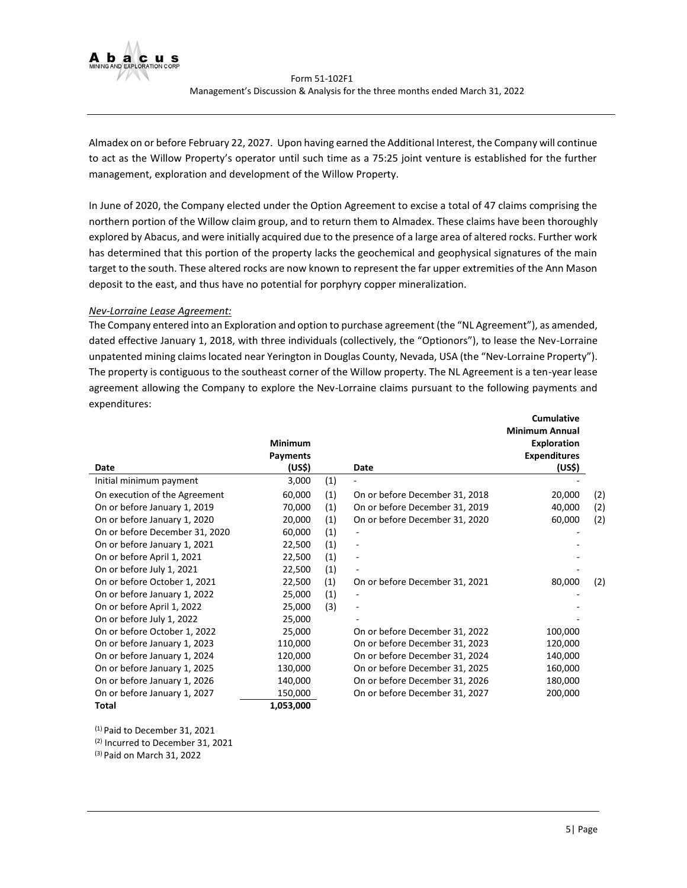Almadex on or before February 22, 2027. Upon having earned the Additional Interest, the Company will continue to act as the Willow Property's operator until such time as a 75:25 joint venture is established for the further management, exploration and development of the Willow Property.

In June of 2020, the Company elected under the Option Agreement to excise a total of 47 claims comprising the northern portion of the Willow claim group, and to return them to Almadex. These claims have been thoroughly explored by Abacus, and were initially acquired due to the presence of a large area of altered rocks. Further work has determined that this portion of the property lacks the geochemical and geophysical signatures of the main target to the south. These altered rocks are now known to represent the far upper extremities of the Ann Mason deposit to the east, and thus have no potential for porphyry copper mineralization.

*Nev-Lorraine Lease Agreement:*

The Company entered into an Exploration and option to purchase agreement (the "NL Agreement"), as amended, dated effective January 1, 2018, with three individuals (collectively, the "Optionors"), to lease the Nev-Lorraine unpatented mining claims located near Yerington in Douglas County, Nevada, USA (the "Nev-Lorraine Property"). The property is contiguous to the southeast corner of the Willow property. The NL Agreement is a ten-year lease agreement allowing the Company to explore the Nev-Lorraine claims pursuant to the following payments and expenditures:

| Date | Minimum Payments (US$) | | Date | Cumulative Minimum Annual Exploration Expenditures (US$) | |
|---|---|---|---|---|---|
| Initial minimum payment | 3,000 | (1) | - | - | |
| On execution of the Agreement | 60,000 | (1) | On or before December 31, 2018 | 20,000 | (2) |
| On or before January 1, 2019 | 70,000 | (1) | On or before December 31, 2019 | 40,000 | (2) |
| On or before January 1, 2020 | 20,000 | (1) | On or before December 31, 2020 | 60,000 | (2) |
| On or before December 31, 2020 | 60,000 | (1) | - | - | |
| On or before January 1, 2021 | 22,500 | (1) | - | - | |
| On or before April 1, 2021 | 22,500 | (1) | - | - | |
| On or before July 1, 2021 | 22,500 | (1) | - | - | |
| On or before October 1, 2021 | 22,500 | (1) | On or before December 31, 2021 | 80,000 | (2) |
| On or before January 1, 2022 | 25,000 | (1) | - | - | |
| On or before April 1, 2022 | 25,000 | (3) | - | - | |
| On or before July 1, 2022 | 25,000 | | - | - | |
| On or before October 1, 2022 | 25,000 | | On or before December 31, 2022 | 100,000 | |
| On or before January 1, 2023 | 110,000 | | On or before December 31, 2023 | 120,000 | |
| On or before January 1, 2024 | 120,000 | | On or before December 31, 2024 | 140,000 | |
| On or before January 1, 2025 | 130,000 | | On or before December 31, 2025 | 160,000 | |
| On or before January 1, 2026 | 140,000 | | On or before December 31, 2026 | 180,000 | |
| On or before January 1, 2027 | 150,000 | | On or before December 31, 2027 | 200,000 | |
| **Total** | **1,053,000** | | | | |

(1) Paid to December 31, 2021
(2) Incurred to December 31, 2021
(3) Paid on March 31, 2022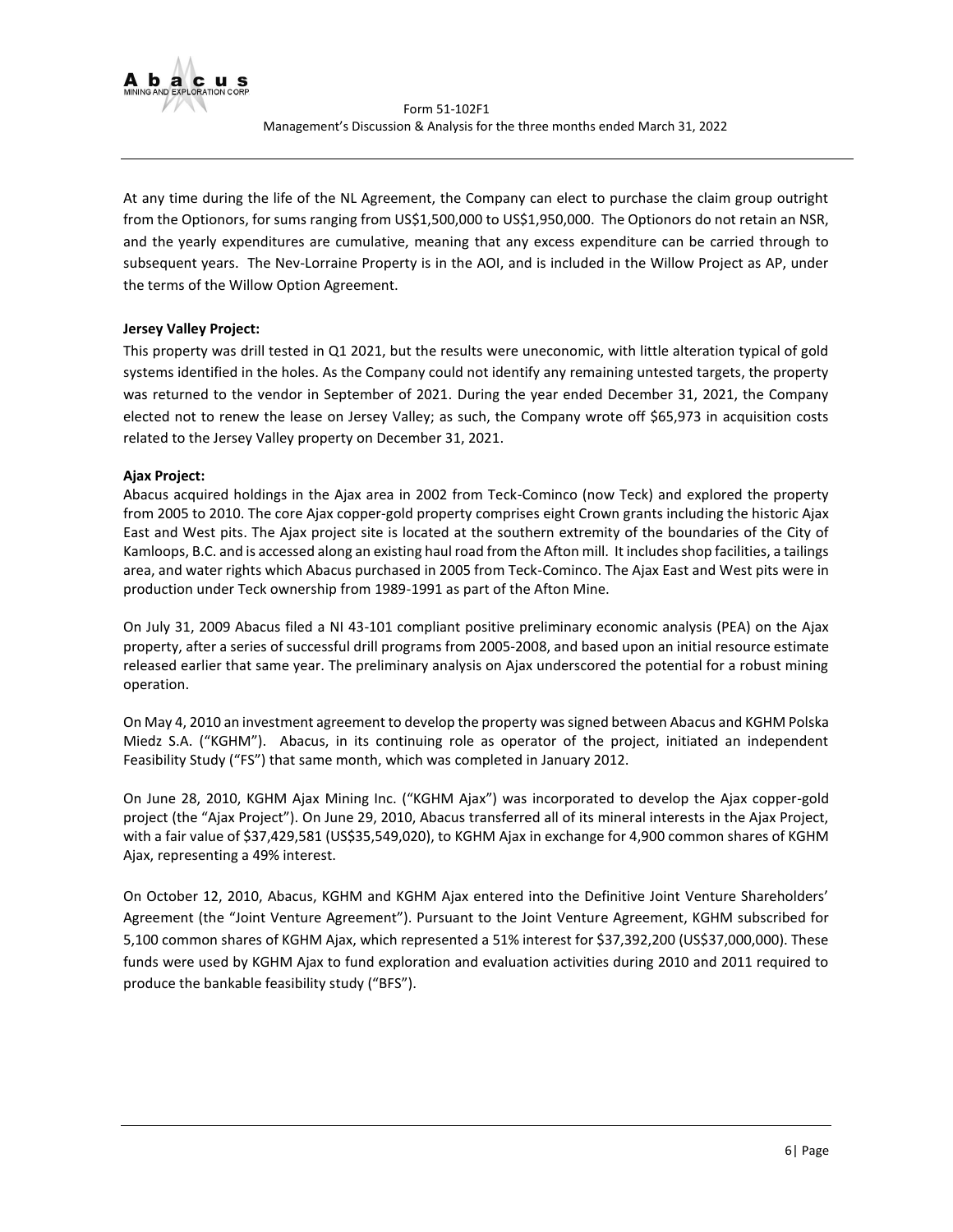At any time during the life of the NL Agreement, the Company can elect to purchase the claim group outright from the Optionors, for sums ranging from US$1,500,000 to US$1,950,000. The Optionors do not retain an NSR, and the yearly expenditures are cumulative, meaning that any excess expenditure can be carried through to subsequent years. The Nev-Lorraine Property is in the AOI, and is included in the Willow Project as AP, under the terms of the Willow Option Agreement.

**Jersey Valley Project:**

This property was drill tested in Q1 2021, but the results were uneconomic, with little alteration typical of gold systems identified in the holes. As the Company could not identify any remaining untested targets, the property was returned to the vendor in September of 2021. During the year ended December 31, 2021, the Company elected not to renew the lease on Jersey Valley; as such, the Company wrote off $65,973 in acquisition costs related to the Jersey Valley property on December 31, 2021.

**Ajax Project:**

Abacus acquired holdings in the Ajax area in 2002 from Teck-Cominco (now Teck) and explored the property from 2005 to 2010. The core Ajax copper-gold property comprises eight Crown grants including the historic Ajax East and West pits. The Ajax project site is located at the southern extremity of the boundaries of the City of Kamloops, B.C. and is accessed along an existing haul road from the Afton mill. It includes shop facilities, a tailings area, and water rights which Abacus purchased in 2005 from Teck-Cominco. The Ajax East and West pits were in production under Teck ownership from 1989-1991 as part of the Afton Mine.

On July 31, 2009 Abacus filed a NI 43-101 compliant positive preliminary economic analysis (PEA) on the Ajax property, after a series of successful drill programs from 2005-2008, and based upon an initial resource estimate released earlier that same year. The preliminary analysis on Ajax underscored the potential for a robust mining operation.

On May 4, 2010 an investment agreement to develop the property was signed between Abacus and KGHM Polska Miedz S.A. ("KGHM"). Abacus, in its continuing role as operator of the project, initiated an independent Feasibility Study ("FS") that same month, which was completed in January 2012.

On June 28, 2010, KGHM Ajax Mining Inc. ("KGHM Ajax") was incorporated to develop the Ajax copper-gold project (the "Ajax Project"). On June 29, 2010, Abacus transferred all of its mineral interests in the Ajax Project, with a fair value of $37,429,581 (US$35,549,020), to KGHM Ajax in exchange for 4,900 common shares of KGHM Ajax, representing a 49% interest.

On October 12, 2010, Abacus, KGHM and KGHM Ajax entered into the Definitive Joint Venture Shareholders' Agreement (the "Joint Venture Agreement"). Pursuant to the Joint Venture Agreement, KGHM subscribed for 5,100 common shares of KGHM Ajax, which represented a 51% interest for $37,392,200 (US$37,000,000). These funds were used by KGHM Ajax to fund exploration and evaluation activities during 2010 and 2011 required to produce the bankable feasibility study ("BFS").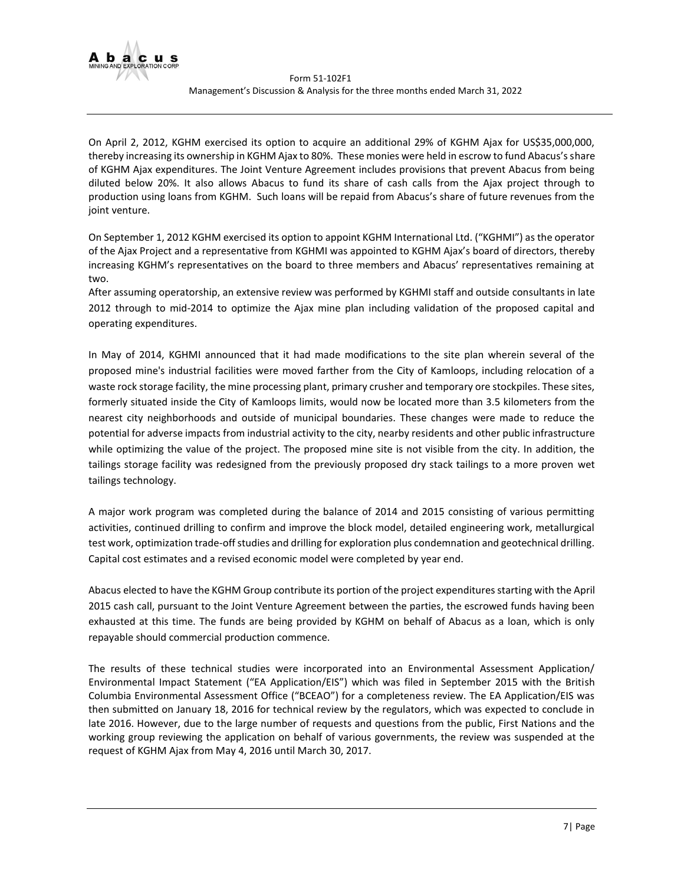On April 2, 2012, KGHM exercised its option to acquire an additional 29% of KGHM Ajax for US$35,000,000, thereby increasing its ownership in KGHM Ajax to 80%. These monies were held in escrow to fund Abacus's share of KGHM Ajax expenditures. The Joint Venture Agreement includes provisions that prevent Abacus from being diluted below 20%. It also allows Abacus to fund its share of cash calls from the Ajax project through to production using loans from KGHM. Such loans will be repaid from Abacus's share of future revenues from the joint venture.

On September 1, 2012 KGHM exercised its option to appoint KGHM International Ltd. ("KGHMI") as the operator of the Ajax Project and a representative from KGHMI was appointed to KGHM Ajax's board of directors, thereby increasing KGHM's representatives on the board to three members and Abacus' representatives remaining at two.

After assuming operatorship, an extensive review was performed by KGHMI staff and outside consultants in late 2012 through to mid-2014 to optimize the Ajax mine plan including validation of the proposed capital and operating expenditures.

In May of 2014, KGHMI announced that it had made modifications to the site plan wherein several of the proposed mine's industrial facilities were moved farther from the City of Kamloops, including relocation of a waste rock storage facility, the mine processing plant, primary crusher and temporary ore stockpiles. These sites, formerly situated inside the City of Kamloops limits, would now be located more than 3.5 kilometers from the nearest city neighborhoods and outside of municipal boundaries. These changes were made to reduce the potential for adverse impacts from industrial activity to the city, nearby residents and other public infrastructure while optimizing the value of the project. The proposed mine site is not visible from the city. In addition, the tailings storage facility was redesigned from the previously proposed dry stack tailings to a more proven wet tailings technology.

A major work program was completed during the balance of 2014 and 2015 consisting of various permitting activities, continued drilling to confirm and improve the block model, detailed engineering work, metallurgical test work, optimization trade-off studies and drilling for exploration plus condemnation and geotechnical drilling. Capital cost estimates and a revised economic model were completed by year end.

Abacus elected to have the KGHM Group contribute its portion of the project expenditures starting with the April 2015 cash call, pursuant to the Joint Venture Agreement between the parties, the escrowed funds having been exhausted at this time. The funds are being provided by KGHM on behalf of Abacus as a loan, which is only repayable should commercial production commence.

The results of these technical studies were incorporated into an Environmental Assessment Application/ Environmental Impact Statement ("EA Application/EIS") which was filed in September 2015 with the British Columbia Environmental Assessment Office ("BCEAO") for a completeness review. The EA Application/EIS was then submitted on January 18, 2016 for technical review by the regulators, which was expected to conclude in late 2016. However, due to the large number of requests and questions from the public, First Nations and the working group reviewing the application on behalf of various governments, the review was suspended at the request of KGHM Ajax from May 4, 2016 until March 30, 2017.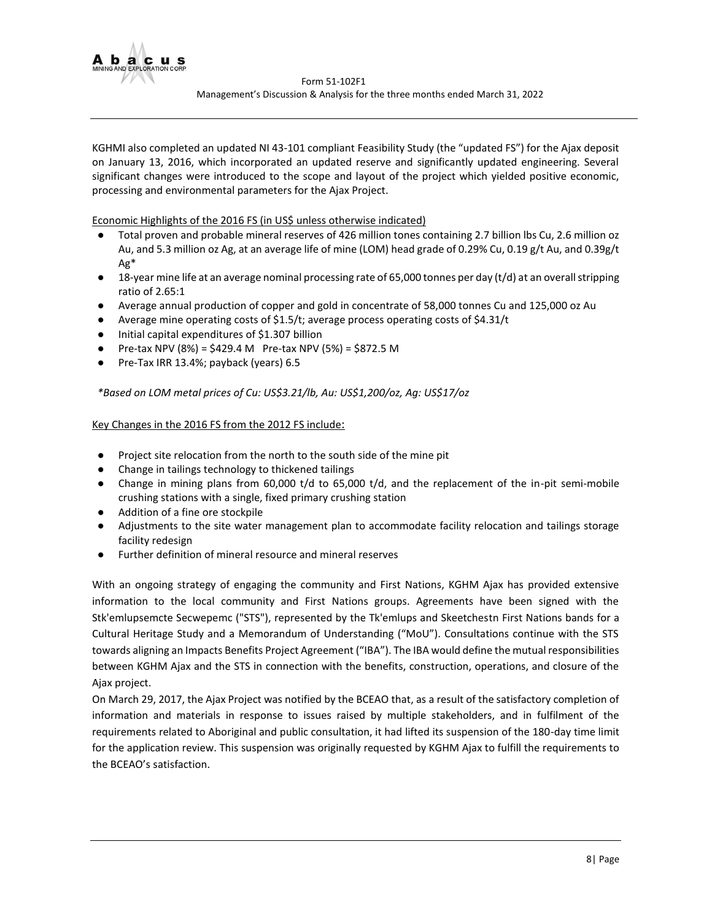KGHMI also completed an updated NI 43-101 compliant Feasibility Study (the "updated FS") for the Ajax deposit on January 13, 2016, which incorporated an updated reserve and significantly updated engineering. Several significant changes were introduced to the scope and layout of the project which yielded positive economic, processing and environmental parameters for the Ajax Project.

<u>Economic Highlights of the 2016 FS (in US$ unless otherwise indicated)</u>

- Total proven and probable mineral reserves of 426 million tones containing 2.7 billion lbs Cu, 2.6 million oz Au, and 5.3 million oz Ag, at an average life of mine (LOM) head grade of 0.29% Cu, 0.19 g/t Au, and 0.39g/t Ag*
- 18-year mine life at an average nominal processing rate of 65,000 tonnes per day (t/d) at an overall stripping ratio of 2.65:1
- Average annual production of copper and gold in concentrate of 58,000 tonnes Cu and 125,000 oz Au
- Average mine operating costs of $1.5/t; average process operating costs of $4.31/t
- Initial capital expenditures of $1.307 billion
- Pre-tax NPV (8%) = $429.4 M   Pre-tax NPV (5%) = $872.5 M
- Pre-Tax IRR 13.4%; payback (years) 6.5

*\*Based on LOM metal prices of Cu: US$3.21/lb, Au: US$1,200/oz, Ag: US$17/oz*

<u>Key Changes in the 2016 FS from the 2012 FS include</u>:

- Project site relocation from the north to the south side of the mine pit
- Change in tailings technology to thickened tailings
- Change in mining plans from 60,000 t/d to 65,000 t/d, and the replacement of the in-pit semi-mobile crushing stations with a single, fixed primary crushing station
- Addition of a fine ore stockpile
- Adjustments to the site water management plan to accommodate facility relocation and tailings storage facility redesign
- Further definition of mineral resource and mineral reserves

With an ongoing strategy of engaging the community and First Nations, KGHM Ajax has provided extensive information to the local community and First Nations groups. Agreements have been signed with the Stk'emlupsemcte Secwepemc ("STS"), represented by the Tk'emlups and Skeetchestn First Nations bands for a Cultural Heritage Study and a Memorandum of Understanding ("MoU"). Consultations continue with the STS towards aligning an Impacts Benefits Project Agreement ("IBA"). The IBA would define the mutual responsibilities between KGHM Ajax and the STS in connection with the benefits, construction, operations, and closure of the Ajax project.

On March 29, 2017, the Ajax Project was notified by the BCEAO that, as a result of the satisfactory completion of information and materials in response to issues raised by multiple stakeholders, and in fulfilment of the requirements related to Aboriginal and public consultation, it had lifted its suspension of the 180-day time limit for the application review. This suspension was originally requested by KGHM Ajax to fulfill the requirements to the BCEAO's satisfaction.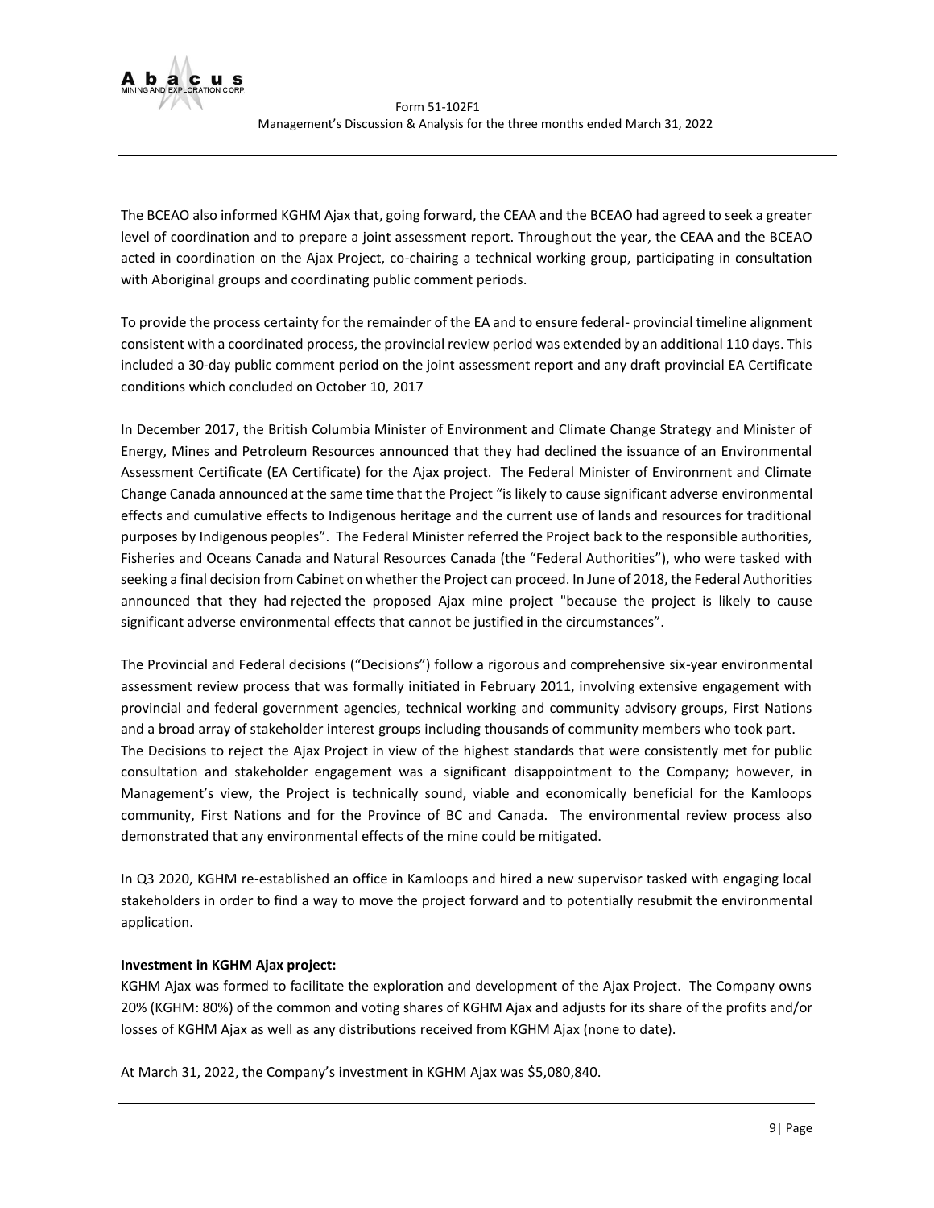The BCEAO also informed KGHM Ajax that, going forward, the CEAA and the BCEAO had agreed to seek a greater level of coordination and to prepare a joint assessment report. Throughout the year, the CEAA and the BCEAO acted in coordination on the Ajax Project, co-chairing a technical working group, participating in consultation with Aboriginal groups and coordinating public comment periods.

To provide the process certainty for the remainder of the EA and to ensure federal- provincial timeline alignment consistent with a coordinated process, the provincial review period was extended by an additional 110 days. This included a 30-day public comment period on the joint assessment report and any draft provincial EA Certificate conditions which concluded on October 10, 2017

In December 2017, the British Columbia Minister of Environment and Climate Change Strategy and Minister of Energy, Mines and Petroleum Resources announced that they had declined the issuance of an Environmental Assessment Certificate (EA Certificate) for the Ajax project. The Federal Minister of Environment and Climate Change Canada announced at the same time that the Project "is likely to cause significant adverse environmental effects and cumulative effects to Indigenous heritage and the current use of lands and resources for traditional purposes by Indigenous peoples". The Federal Minister referred the Project back to the responsible authorities, Fisheries and Oceans Canada and Natural Resources Canada (the "Federal Authorities"), who were tasked with seeking a final decision from Cabinet on whether the Project can proceed. In June of 2018, the Federal Authorities announced that they had rejected the proposed Ajax mine project "because the project is likely to cause significant adverse environmental effects that cannot be justified in the circumstances".

The Provincial and Federal decisions ("Decisions") follow a rigorous and comprehensive six-year environmental assessment review process that was formally initiated in February 2011, involving extensive engagement with provincial and federal government agencies, technical working and community advisory groups, First Nations and a broad array of stakeholder interest groups including thousands of community members who took part.
The Decisions to reject the Ajax Project in view of the highest standards that were consistently met for public consultation and stakeholder engagement was a significant disappointment to the Company; however, in Management's view, the Project is technically sound, viable and economically beneficial for the Kamloops community, First Nations and for the Province of BC and Canada. The environmental review process also demonstrated that any environmental effects of the mine could be mitigated.

In Q3 2020, KGHM re-established an office in Kamloops and hired a new supervisor tasked with engaging local stakeholders in order to find a way to move the project forward and to potentially resubmit the environmental application.

**Investment in KGHM Ajax project:**
KGHM Ajax was formed to facilitate the exploration and development of the Ajax Project. The Company owns 20% (KGHM: 80%) of the common and voting shares of KGHM Ajax and adjusts for its share of the profits and/or losses of KGHM Ajax as well as any distributions received from KGHM Ajax (none to date).

At March 31, 2022, the Company's investment in KGHM Ajax was $5,080,840.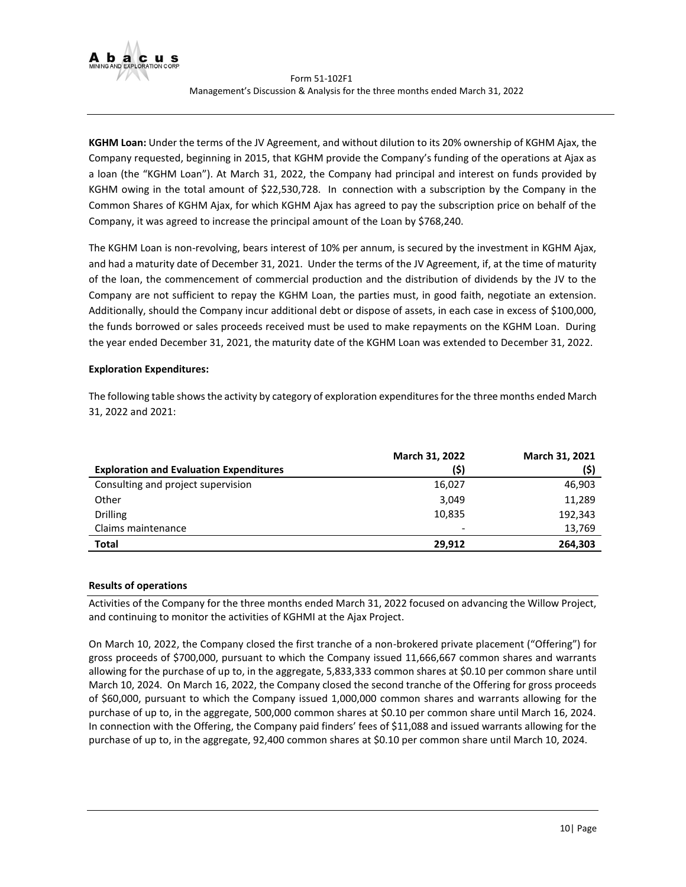**KGHM Loan:** Under the terms of the JV Agreement, and without dilution to its 20% ownership of KGHM Ajax, the Company requested, beginning in 2015, that KGHM provide the Company's funding of the operations at Ajax as a loan (the "KGHM Loan"). At March 31, 2022, the Company had principal and interest on funds provided by KGHM owing in the total amount of $22,530,728. In connection with a subscription by the Company in the Common Shares of KGHM Ajax, for which KGHM Ajax has agreed to pay the subscription price on behalf of the Company, it was agreed to increase the principal amount of the Loan by $768,240.

The KGHM Loan is non-revolving, bears interest of 10% per annum, is secured by the investment in KGHM Ajax, and had a maturity date of December 31, 2021. Under the terms of the JV Agreement, if, at the time of maturity of the loan, the commencement of commercial production and the distribution of dividends by the JV to the Company are not sufficient to repay the KGHM Loan, the parties must, in good faith, negotiate an extension. Additionally, should the Company incur additional debt or dispose of assets, in each case in excess of $100,000, the funds borrowed or sales proceeds received must be used to make repayments on the KGHM Loan. During the year ended December 31, 2021, the maturity date of the KGHM Loan was extended to December 31, 2022.

**Exploration Expenditures:**

The following table shows the activity by category of exploration expenditures for the three months ended March 31, 2022 and 2021:

| Exploration and Evaluation Expenditures | March 31, 2022 ($) | March 31, 2021 ($) |
|---|---|---|
| Consulting and project supervision | 16,027 | 46,903 |
| Other | 3,049 | 11,289 |
| Drilling | 10,835 | 192,343 |
| Claims maintenance | - | 13,769 |
| **Total** | **29,912** | **264,303** |

**Results of operations**

Activities of the Company for the three months ended March 31, 2022 focused on advancing the Willow Project, and continuing to monitor the activities of KGHMI at the Ajax Project.

On March 10, 2022, the Company closed the first tranche of a non-brokered private placement ("Offering") for gross proceeds of $700,000, pursuant to which the Company issued 11,666,667 common shares and warrants allowing for the purchase of up to, in the aggregate, 5,833,333 common shares at $0.10 per common share until March 10, 2024. On March 16, 2022, the Company closed the second tranche of the Offering for gross proceeds of $60,000, pursuant to which the Company issued 1,000,000 common shares and warrants allowing for the purchase of up to, in the aggregate, 500,000 common shares at $0.10 per common share until March 16, 2024. In connection with the Offering, the Company paid finders' fees of $11,088 and issued warrants allowing for the purchase of up to, in the aggregate, 92,400 common shares at $0.10 per common share until March 10, 2024.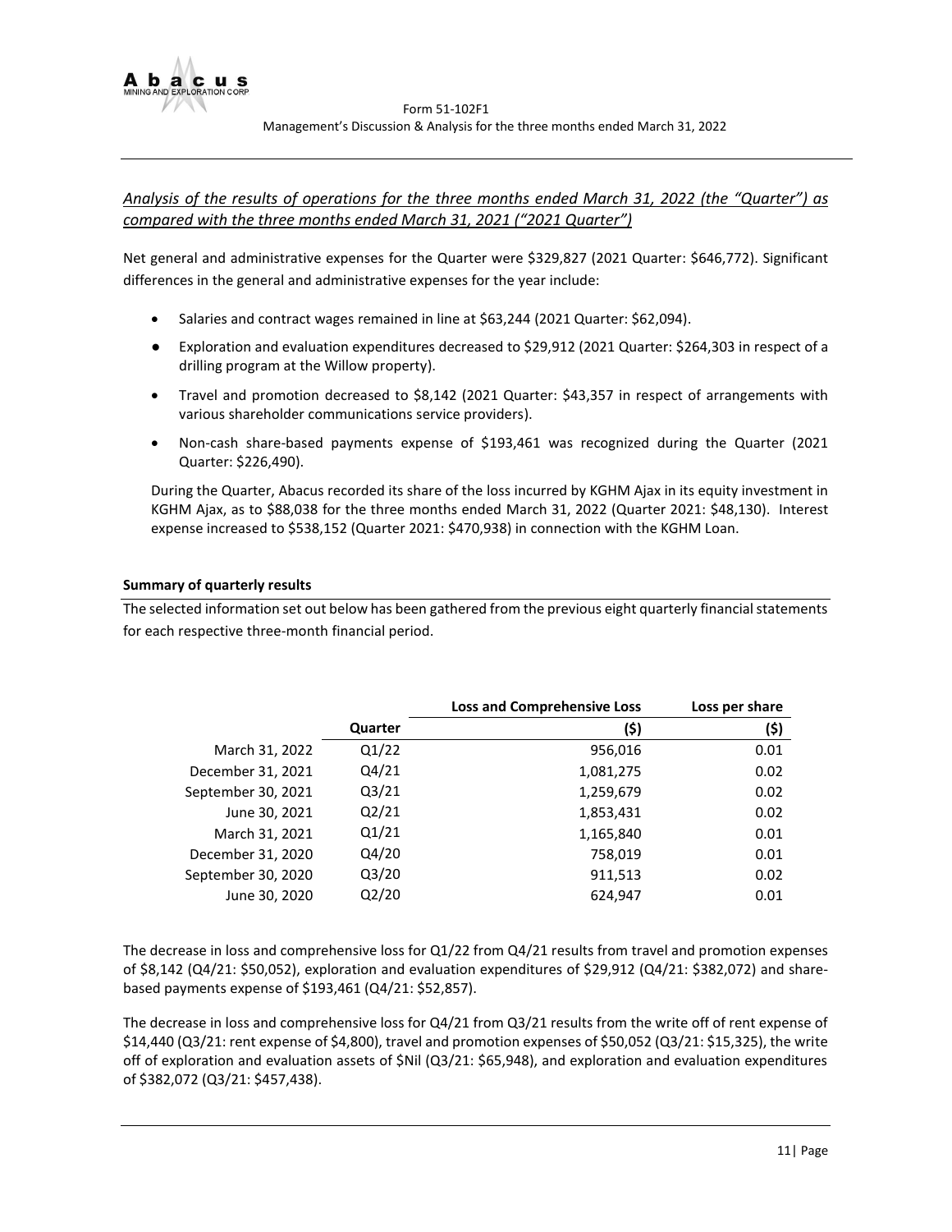*Analysis of the results of operations for the three months ended March 31, 2022 (the "Quarter") as compared with the three months ended March 31, 2021 ("2021 Quarter")*

Net general and administrative expenses for the Quarter were $329,827 (2021 Quarter: $646,772). Significant differences in the general and administrative expenses for the year include:

- Salaries and contract wages remained in line at $63,244 (2021 Quarter: $62,094).
- Exploration and evaluation expenditures decreased to $29,912 (2021 Quarter: $264,303 in respect of a drilling program at the Willow property).
- Travel and promotion decreased to $8,142 (2021 Quarter: $43,357 in respect of arrangements with various shareholder communications service providers).
- Non-cash share-based payments expense of $193,461 was recognized during the Quarter (2021 Quarter: $226,490).

During the Quarter, Abacus recorded its share of the loss incurred by KGHM Ajax in its equity investment in KGHM Ajax, as to $88,038 for the three months ended March 31, 2022 (Quarter 2021: $48,130). Interest expense increased to $538,152 (Quarter 2021: $470,938) in connection with the KGHM Loan.

**Summary of quarterly results**

The selected information set out below has been gathered from the previous eight quarterly financial statements for each respective three-month financial period.

| | Quarter | Loss and Comprehensive Loss ($) | Loss per share ($) |
|---|---|---|---|
| March 31, 2022 | Q1/22 | 956,016 | 0.01 |
| December 31, 2021 | Q4/21 | 1,081,275 | 0.02 |
| September 30, 2021 | Q3/21 | 1,259,679 | 0.02 |
| June 30, 2021 | Q2/21 | 1,853,431 | 0.02 |
| March 31, 2021 | Q1/21 | 1,165,840 | 0.01 |
| December 31, 2020 | Q4/20 | 758,019 | 0.01 |
| September 30, 2020 | Q3/20 | 911,513 | 0.02 |
| June 30, 2020 | Q2/20 | 624,947 | 0.01 |

The decrease in loss and comprehensive loss for Q1/22 from Q4/21 results from travel and promotion expenses of $8,142 (Q4/21: $50,052), exploration and evaluation expenditures of $29,912 (Q4/21: $382,072) and share-based payments expense of $193,461 (Q4/21: $52,857).

The decrease in loss and comprehensive loss for Q4/21 from Q3/21 results from the write off of rent expense of $14,440 (Q3/21: rent expense of $4,800), travel and promotion expenses of $50,052 (Q3/21: $15,325), the write off of exploration and evaluation assets of $Nil (Q3/21: $65,948), and exploration and evaluation expenditures of $382,072 (Q3/21: $457,438).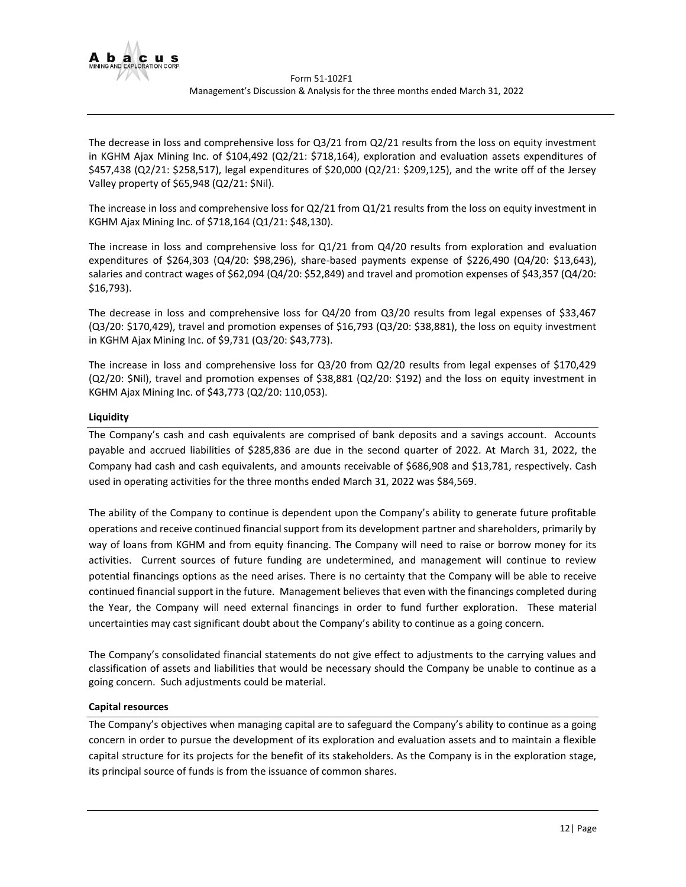The decrease in loss and comprehensive loss for Q3/21 from Q2/21 results from the loss on equity investment in KGHM Ajax Mining Inc. of $104,492 (Q2/21: $718,164), exploration and evaluation assets expenditures of $457,438 (Q2/21: $258,517), legal expenditures of $20,000 (Q2/21: $209,125), and the write off of the Jersey Valley property of $65,948 (Q2/21: $Nil).

The increase in loss and comprehensive loss for Q2/21 from Q1/21 results from the loss on equity investment in KGHM Ajax Mining Inc. of $718,164 (Q1/21: $48,130).

The increase in loss and comprehensive loss for Q1/21 from Q4/20 results from exploration and evaluation expenditures of $264,303 (Q4/20: $98,296), share-based payments expense of $226,490 (Q4/20: $13,643), salaries and contract wages of $62,094 (Q4/20: $52,849) and travel and promotion expenses of $43,357 (Q4/20: $16,793).

The decrease in loss and comprehensive loss for Q4/20 from Q3/20 results from legal expenses of $33,467 (Q3/20: $170,429), travel and promotion expenses of $16,793 (Q3/20: $38,881), the loss on equity investment in KGHM Ajax Mining Inc. of $9,731 (Q3/20: $43,773).

The increase in loss and comprehensive loss for Q3/20 from Q2/20 results from legal expenses of $170,429 (Q2/20: $Nil), travel and promotion expenses of $38,881 (Q2/20: $192) and the loss on equity investment in KGHM Ajax Mining Inc. of $43,773 (Q2/20: 110,053).

**Liquidity**

The Company's cash and cash equivalents are comprised of bank deposits and a savings account. Accounts payable and accrued liabilities of $285,836 are due in the second quarter of 2022. At March 31, 2022, the Company had cash and cash equivalents, and amounts receivable of $686,908 and $13,781, respectively. Cash used in operating activities for the three months ended March 31, 2022 was $84,569.

The ability of the Company to continue is dependent upon the Company's ability to generate future profitable operations and receive continued financial support from its development partner and shareholders, primarily by way of loans from KGHM and from equity financing. The Company will need to raise or borrow money for its activities. Current sources of future funding are undetermined, and management will continue to review potential financings options as the need arises. There is no certainty that the Company will be able to receive continued financial support in the future. Management believes that even with the financings completed during the Year, the Company will need external financings in order to fund further exploration. These material uncertainties may cast significant doubt about the Company's ability to continue as a going concern.

The Company's consolidated financial statements do not give effect to adjustments to the carrying values and classification of assets and liabilities that would be necessary should the Company be unable to continue as a going concern. Such adjustments could be material.

**Capital resources**

The Company's objectives when managing capital are to safeguard the Company's ability to continue as a going concern in order to pursue the development of its exploration and evaluation assets and to maintain a flexible capital structure for its projects for the benefit of its stakeholders. As the Company is in the exploration stage, its principal source of funds is from the issuance of common shares.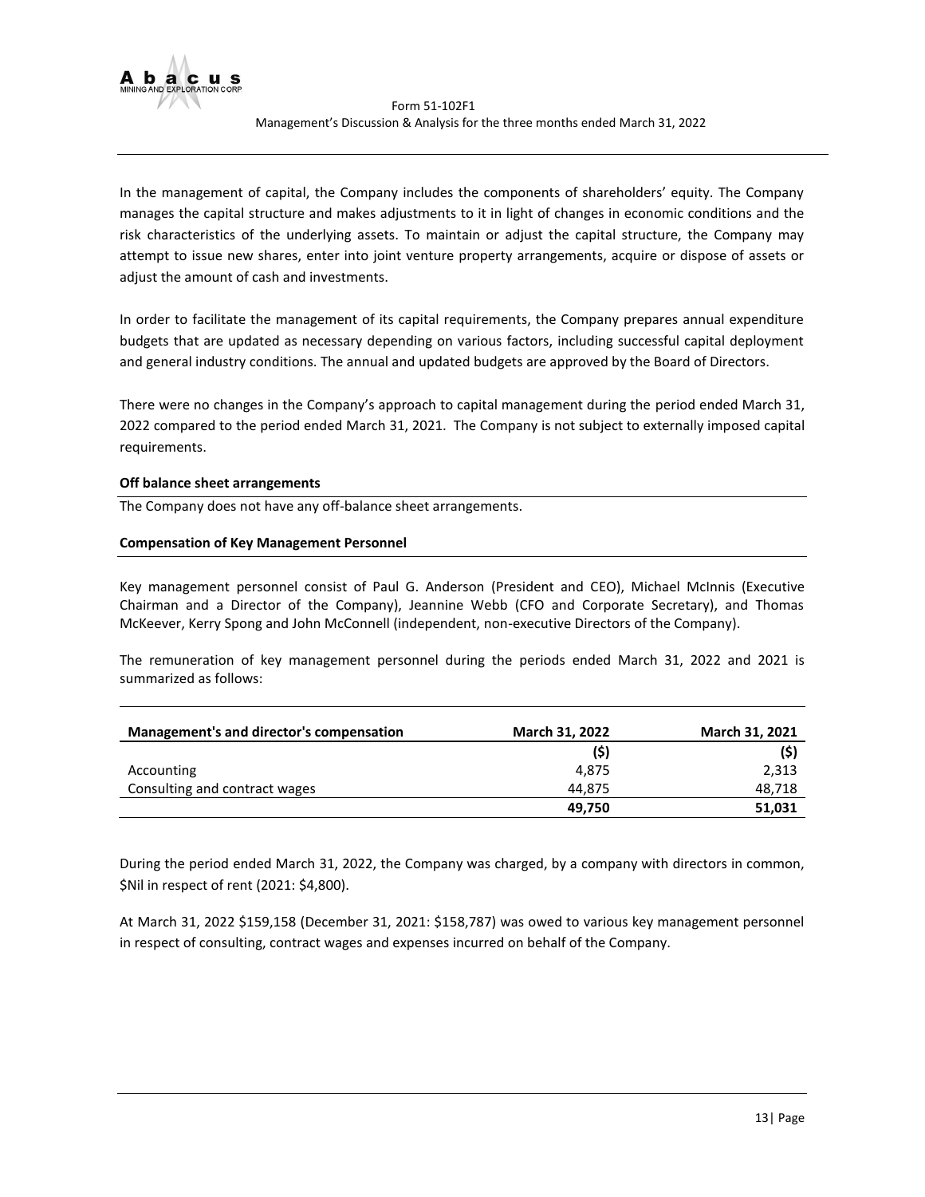In the management of capital, the Company includes the components of shareholders' equity. The Company manages the capital structure and makes adjustments to it in light of changes in economic conditions and the risk characteristics of the underlying assets. To maintain or adjust the capital structure, the Company may attempt to issue new shares, enter into joint venture property arrangements, acquire or dispose of assets or adjust the amount of cash and investments.

In order to facilitate the management of its capital requirements, the Company prepares annual expenditure budgets that are updated as necessary depending on various factors, including successful capital deployment and general industry conditions. The annual and updated budgets are approved by the Board of Directors.

There were no changes in the Company's approach to capital management during the period ended March 31, 2022 compared to the period ended March 31, 2021. The Company is not subject to externally imposed capital requirements.

**Off balance sheet arrangements**

The Company does not have any off-balance sheet arrangements.

**Compensation of Key Management Personnel**

Key management personnel consist of Paul G. Anderson (President and CEO), Michael McInnis (Executive Chairman and a Director of the Company), Jeannine Webb (CFO and Corporate Secretary), and Thomas McKeever, Kerry Spong and John McConnell (independent, non-executive Directors of the Company).

The remuneration of key management personnel during the periods ended March 31, 2022 and 2021 is summarized as follows:

| Management's and director's compensation | March 31, 2022 | March 31, 2021 |
|---|---|---|
| | **($)** | **($)** |
| Accounting | 4,875 | 2,313 |
| Consulting and contract wages | 44,875 | 48,718 |
| | **49,750** | **51,031** |

During the period ended March 31, 2022, the Company was charged, by a company with directors in common, $Nil in respect of rent (2021: $4,800).

At March 31, 2022 $159,158 (December 31, 2021: $158,787) was owed to various key management personnel in respect of consulting, contract wages and expenses incurred on behalf of the Company.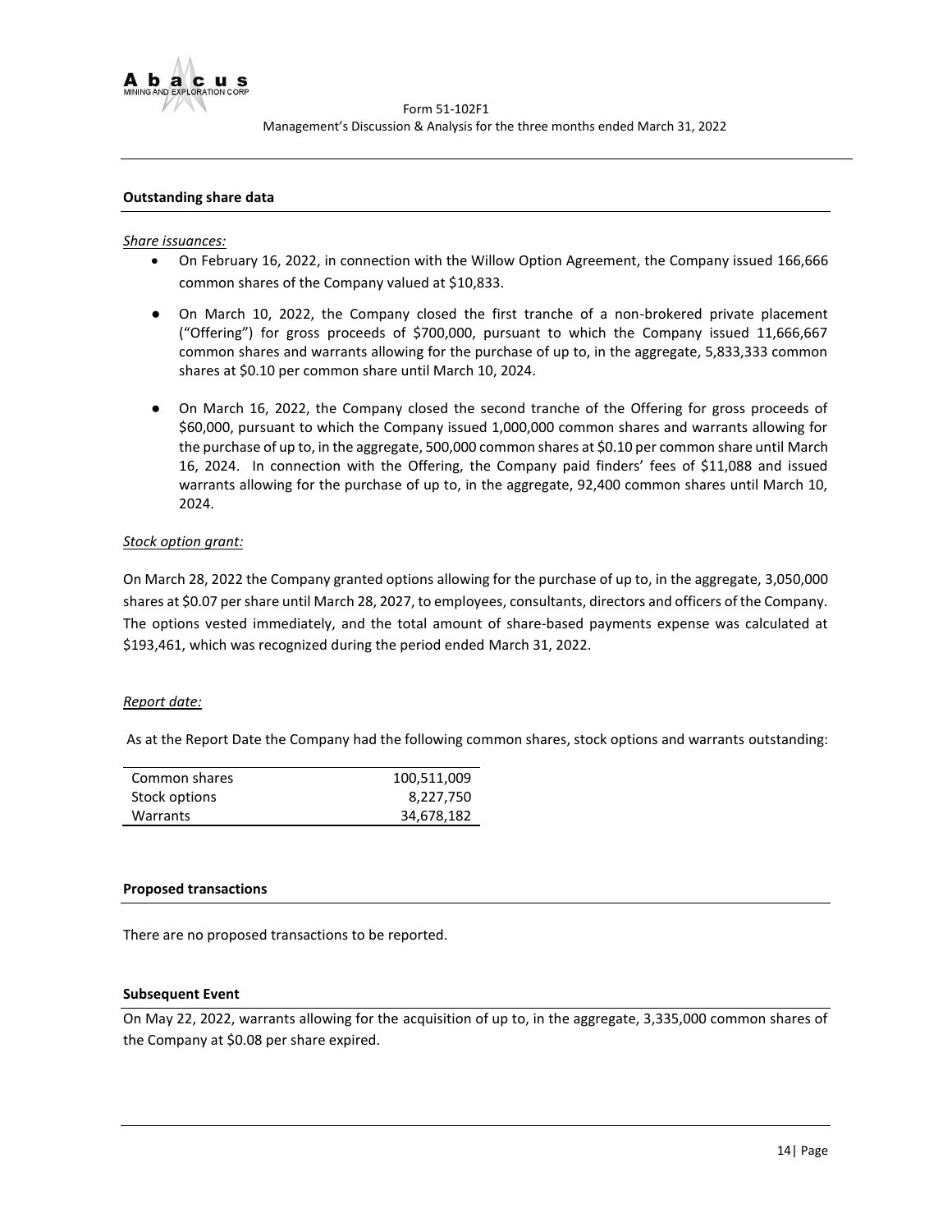## Outstanding share data

*Share issuances:*

- On February 16, 2022, in connection with the Willow Option Agreement, the Company issued 166,666 common shares of the Company valued at $10,833.
- On March 10, 2022, the Company closed the first tranche of a non-brokered private placement ("Offering") for gross proceeds of $700,000, pursuant to which the Company issued 11,666,667 common shares and warrants allowing for the purchase of up to, in the aggregate, 5,833,333 common shares at $0.10 per common share until March 10, 2024.
- On March 16, 2022, the Company closed the second tranche of the Offering for gross proceeds of $60,000, pursuant to which the Company issued 1,000,000 common shares and warrants allowing for the purchase of up to, in the aggregate, 500,000 common shares at $0.10 per common share until March 16, 2024. In connection with the Offering, the Company paid finders' fees of $11,088 and issued warrants allowing for the purchase of up to, in the aggregate, 92,400 common shares until March 10, 2024.

*Stock option grant:*

On March 28, 2022 the Company granted options allowing for the purchase of up to, in the aggregate, 3,050,000 shares at $0.07 per share until March 28, 2027, to employees, consultants, directors and officers of the Company. The options vested immediately, and the total amount of share-based payments expense was calculated at $193,461, which was recognized during the period ended March 31, 2022.

*Report date:*

As at the Report Date the Company had the following common shares, stock options and warrants outstanding:

| | |
|---|---|
| Common shares | 100,511,009 |
| Stock options | 8,227,750 |
| Warrants | 34,678,182 |

## Proposed transactions

There are no proposed transactions to be reported.

## Subsequent Event

On May 22, 2022, warrants allowing for the acquisition of up to, in the aggregate, 3,335,000 common shares of the Company at $0.08 per share expired.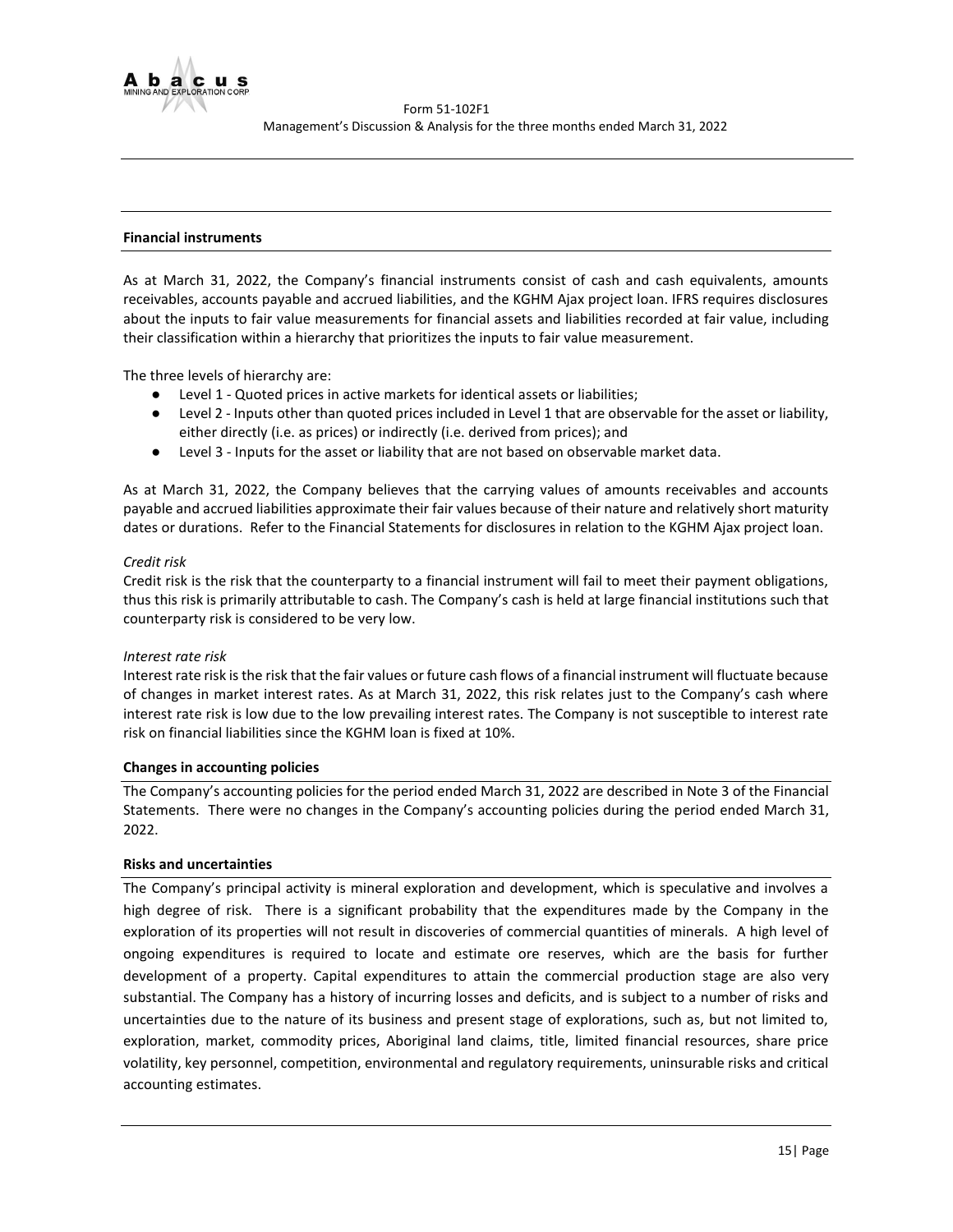**Financial instruments**

As at March 31, 2022, the Company's financial instruments consist of cash and cash equivalents, amounts receivables, accounts payable and accrued liabilities, and the KGHM Ajax project loan. IFRS requires disclosures about the inputs to fair value measurements for financial assets and liabilities recorded at fair value, including their classification within a hierarchy that prioritizes the inputs to fair value measurement.

The three levels of hierarchy are:

- Level 1 - Quoted prices in active markets for identical assets or liabilities;
- Level 2 - Inputs other than quoted prices included in Level 1 that are observable for the asset or liability, either directly (i.e. as prices) or indirectly (i.e. derived from prices); and
- Level 3 - Inputs for the asset or liability that are not based on observable market data.

As at March 31, 2022, the Company believes that the carrying values of amounts receivables and accounts payable and accrued liabilities approximate their fair values because of their nature and relatively short maturity dates or durations. Refer to the Financial Statements for disclosures in relation to the KGHM Ajax project loan.

*Credit risk*

Credit risk is the risk that the counterparty to a financial instrument will fail to meet their payment obligations, thus this risk is primarily attributable to cash. The Company's cash is held at large financial institutions such that counterparty risk is considered to be very low.

*Interest rate risk*

Interest rate risk is the risk that the fair values or future cash flows of a financial instrument will fluctuate because of changes in market interest rates. As at March 31, 2022, this risk relates just to the Company's cash where interest rate risk is low due to the low prevailing interest rates. The Company is not susceptible to interest rate risk on financial liabilities since the KGHM loan is fixed at 10%.

**Changes in accounting policies**

The Company's accounting policies for the period ended March 31, 2022 are described in Note 3 of the Financial Statements. There were no changes in the Company's accounting policies during the period ended March 31, 2022.

**Risks and uncertainties**

The Company's principal activity is mineral exploration and development, which is speculative and involves a high degree of risk. There is a significant probability that the expenditures made by the Company in the exploration of its properties will not result in discoveries of commercial quantities of minerals. A high level of ongoing expenditures is required to locate and estimate ore reserves, which are the basis for further development of a property. Capital expenditures to attain the commercial production stage are also very substantial. The Company has a history of incurring losses and deficits, and is subject to a number of risks and uncertainties due to the nature of its business and present stage of explorations, such as, but not limited to, exploration, market, commodity prices, Aboriginal land claims, title, limited financial resources, share price volatility, key personnel, competition, environmental and regulatory requirements, uninsurable risks and critical accounting estimates.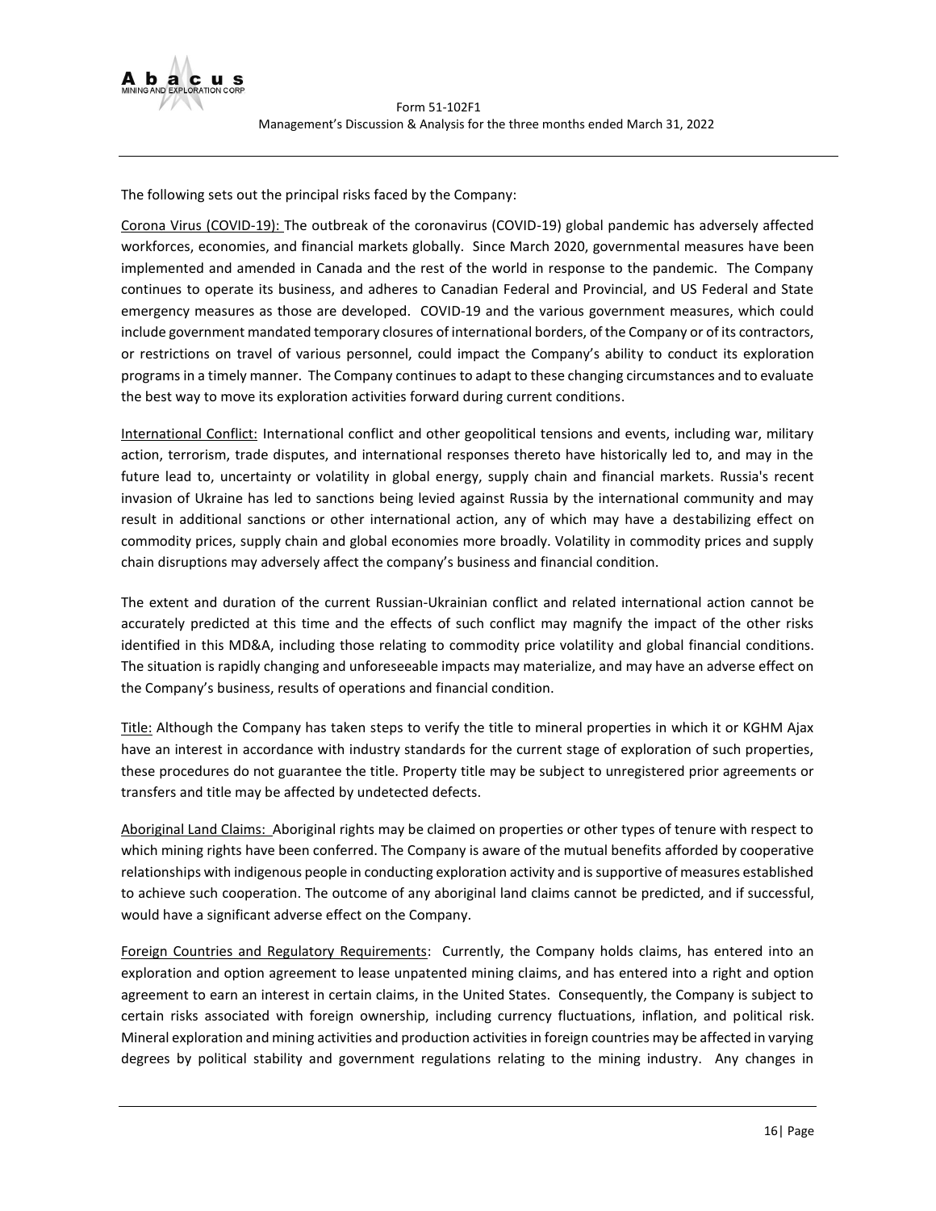The following sets out the principal risks faced by the Company:

Corona Virus (COVID-19): The outbreak of the coronavirus (COVID-19) global pandemic has adversely affected workforces, economies, and financial markets globally. Since March 2020, governmental measures have been implemented and amended in Canada and the rest of the world in response to the pandemic. The Company continues to operate its business, and adheres to Canadian Federal and Provincial, and US Federal and State emergency measures as those are developed. COVID-19 and the various government measures, which could include government mandated temporary closures of international borders, of the Company or of its contractors, or restrictions on travel of various personnel, could impact the Company's ability to conduct its exploration programs in a timely manner. The Company continues to adapt to these changing circumstances and to evaluate the best way to move its exploration activities forward during current conditions.

International Conflict: International conflict and other geopolitical tensions and events, including war, military action, terrorism, trade disputes, and international responses thereto have historically led to, and may in the future lead to, uncertainty or volatility in global energy, supply chain and financial markets. Russia's recent invasion of Ukraine has led to sanctions being levied against Russia by the international community and may result in additional sanctions or other international action, any of which may have a destabilizing effect on commodity prices, supply chain and global economies more broadly. Volatility in commodity prices and supply chain disruptions may adversely affect the company's business and financial condition.

The extent and duration of the current Russian-Ukrainian conflict and related international action cannot be accurately predicted at this time and the effects of such conflict may magnify the impact of the other risks identified in this MD&A, including those relating to commodity price volatility and global financial conditions. The situation is rapidly changing and unforeseeable impacts may materialize, and may have an adverse effect on the Company's business, results of operations and financial condition.

Title: Although the Company has taken steps to verify the title to mineral properties in which it or KGHM Ajax have an interest in accordance with industry standards for the current stage of exploration of such properties, these procedures do not guarantee the title. Property title may be subject to unregistered prior agreements or transfers and title may be affected by undetected defects.

Aboriginal Land Claims: Aboriginal rights may be claimed on properties or other types of tenure with respect to which mining rights have been conferred. The Company is aware of the mutual benefits afforded by cooperative relationships with indigenous people in conducting exploration activity and is supportive of measures established to achieve such cooperation. The outcome of any aboriginal land claims cannot be predicted, and if successful, would have a significant adverse effect on the Company.

Foreign Countries and Regulatory Requirements: Currently, the Company holds claims, has entered into an exploration and option agreement to lease unpatented mining claims, and has entered into a right and option agreement to earn an interest in certain claims, in the United States. Consequently, the Company is subject to certain risks associated with foreign ownership, including currency fluctuations, inflation, and political risk. Mineral exploration and mining activities and production activities in foreign countries may be affected in varying degrees by political stability and government regulations relating to the mining industry. Any changes in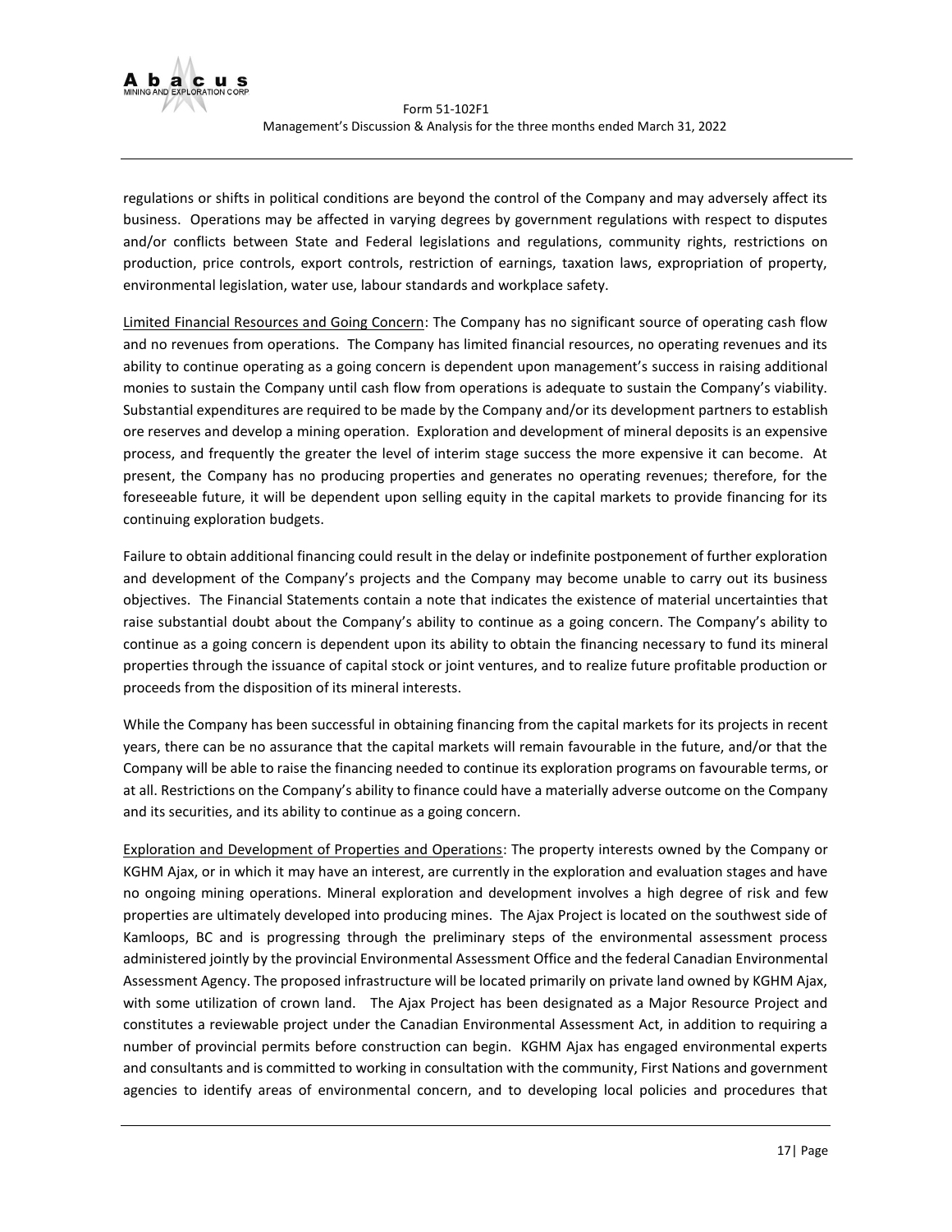regulations or shifts in political conditions are beyond the control of the Company and may adversely affect its business. Operations may be affected in varying degrees by government regulations with respect to disputes and/or conflicts between State and Federal legislations and regulations, community rights, restrictions on production, price controls, export controls, restriction of earnings, taxation laws, expropriation of property, environmental legislation, water use, labour standards and workplace safety.

Limited Financial Resources and Going Concern: The Company has no significant source of operating cash flow and no revenues from operations. The Company has limited financial resources, no operating revenues and its ability to continue operating as a going concern is dependent upon management's success in raising additional monies to sustain the Company until cash flow from operations is adequate to sustain the Company's viability. Substantial expenditures are required to be made by the Company and/or its development partners to establish ore reserves and develop a mining operation. Exploration and development of mineral deposits is an expensive process, and frequently the greater the level of interim stage success the more expensive it can become. At present, the Company has no producing properties and generates no operating revenues; therefore, for the foreseeable future, it will be dependent upon selling equity in the capital markets to provide financing for its continuing exploration budgets.

Failure to obtain additional financing could result in the delay or indefinite postponement of further exploration and development of the Company's projects and the Company may become unable to carry out its business objectives. The Financial Statements contain a note that indicates the existence of material uncertainties that raise substantial doubt about the Company's ability to continue as a going concern. The Company's ability to continue as a going concern is dependent upon its ability to obtain the financing necessary to fund its mineral properties through the issuance of capital stock or joint ventures, and to realize future profitable production or proceeds from the disposition of its mineral interests.

While the Company has been successful in obtaining financing from the capital markets for its projects in recent years, there can be no assurance that the capital markets will remain favourable in the future, and/or that the Company will be able to raise the financing needed to continue its exploration programs on favourable terms, or at all. Restrictions on the Company's ability to finance could have a materially adverse outcome on the Company and its securities, and its ability to continue as a going concern.

Exploration and Development of Properties and Operations: The property interests owned by the Company or KGHM Ajax, or in which it may have an interest, are currently in the exploration and evaluation stages and have no ongoing mining operations. Mineral exploration and development involves a high degree of risk and few properties are ultimately developed into producing mines. The Ajax Project is located on the southwest side of Kamloops, BC and is progressing through the preliminary steps of the environmental assessment process administered jointly by the provincial Environmental Assessment Office and the federal Canadian Environmental Assessment Agency. The proposed infrastructure will be located primarily on private land owned by KGHM Ajax, with some utilization of crown land. The Ajax Project has been designated as a Major Resource Project and constitutes a reviewable project under the Canadian Environmental Assessment Act, in addition to requiring a number of provincial permits before construction can begin. KGHM Ajax has engaged environmental experts and consultants and is committed to working in consultation with the community, First Nations and government agencies to identify areas of environmental concern, and to developing local policies and procedures that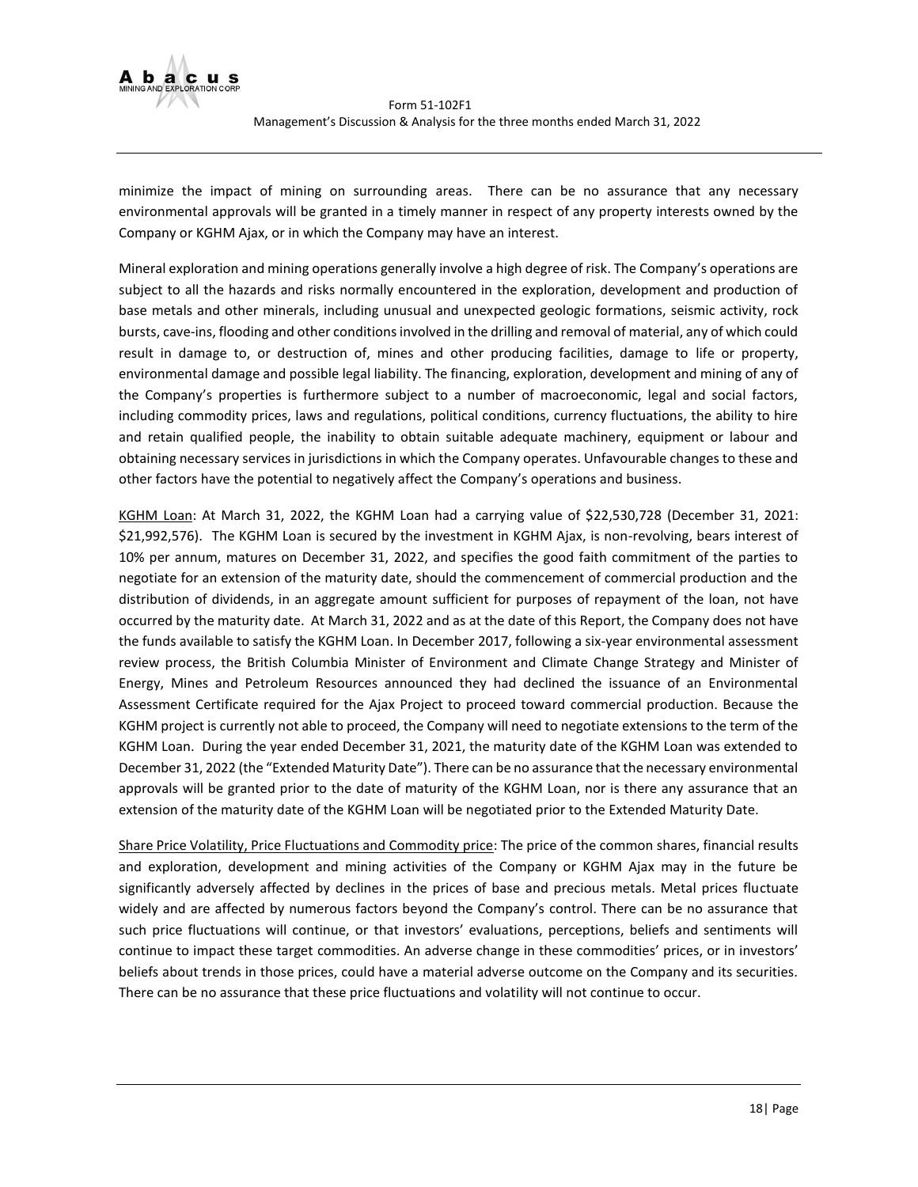minimize the impact of mining on surrounding areas. There can be no assurance that any necessary environmental approvals will be granted in a timely manner in respect of any property interests owned by the Company or KGHM Ajax, or in which the Company may have an interest.

Mineral exploration and mining operations generally involve a high degree of risk. The Company's operations are subject to all the hazards and risks normally encountered in the exploration, development and production of base metals and other minerals, including unusual and unexpected geologic formations, seismic activity, rock bursts, cave-ins, flooding and other conditions involved in the drilling and removal of material, any of which could result in damage to, or destruction of, mines and other producing facilities, damage to life or property, environmental damage and possible legal liability. The financing, exploration, development and mining of any of the Company's properties is furthermore subject to a number of macroeconomic, legal and social factors, including commodity prices, laws and regulations, political conditions, currency fluctuations, the ability to hire and retain qualified people, the inability to obtain suitable adequate machinery, equipment or labour and obtaining necessary services in jurisdictions in which the Company operates. Unfavourable changes to these and other factors have the potential to negatively affect the Company's operations and business.

KGHM Loan: At March 31, 2022, the KGHM Loan had a carrying value of $22,530,728 (December 31, 2021: $21,992,576). The KGHM Loan is secured by the investment in KGHM Ajax, is non-revolving, bears interest of 10% per annum, matures on December 31, 2022, and specifies the good faith commitment of the parties to negotiate for an extension of the maturity date, should the commencement of commercial production and the distribution of dividends, in an aggregate amount sufficient for purposes of repayment of the loan, not have occurred by the maturity date. At March 31, 2022 and as at the date of this Report, the Company does not have the funds available to satisfy the KGHM Loan. In December 2017, following a six-year environmental assessment review process, the British Columbia Minister of Environment and Climate Change Strategy and Minister of Energy, Mines and Petroleum Resources announced they had declined the issuance of an Environmental Assessment Certificate required for the Ajax Project to proceed toward commercial production. Because the KGHM project is currently not able to proceed, the Company will need to negotiate extensions to the term of the KGHM Loan. During the year ended December 31, 2021, the maturity date of the KGHM Loan was extended to December 31, 2022 (the "Extended Maturity Date"). There can be no assurance that the necessary environmental approvals will be granted prior to the date of maturity of the KGHM Loan, nor is there any assurance that an extension of the maturity date of the KGHM Loan will be negotiated prior to the Extended Maturity Date.

Share Price Volatility, Price Fluctuations and Commodity price: The price of the common shares, financial results and exploration, development and mining activities of the Company or KGHM Ajax may in the future be significantly adversely affected by declines in the prices of base and precious metals. Metal prices fluctuate widely and are affected by numerous factors beyond the Company's control. There can be no assurance that such price fluctuations will continue, or that investors' evaluations, perceptions, beliefs and sentiments will continue to impact these target commodities. An adverse change in these commodities' prices, or in investors' beliefs about trends in those prices, could have a material adverse outcome on the Company and its securities. There can be no assurance that these price fluctuations and volatility will not continue to occur.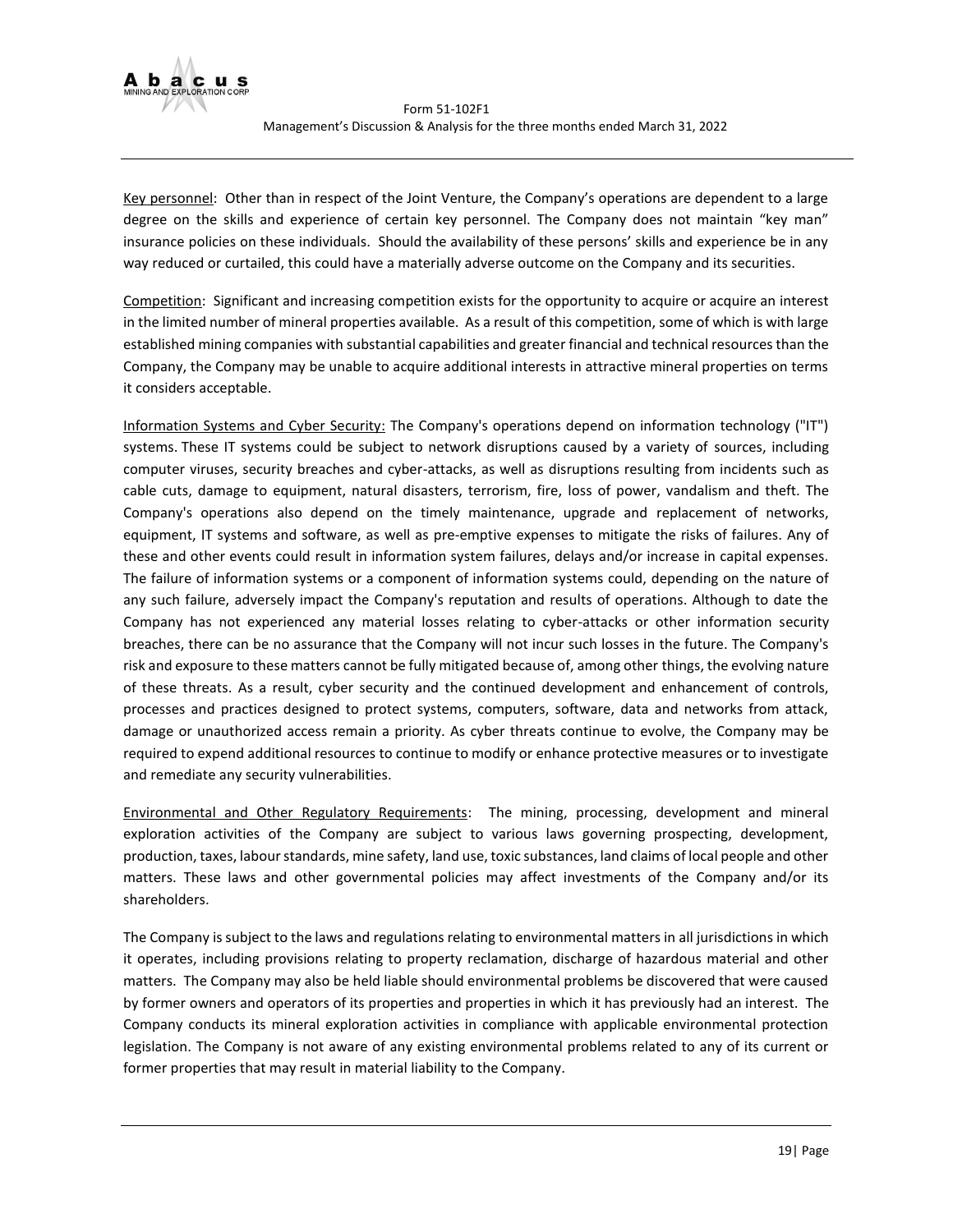Key personnel: Other than in respect of the Joint Venture, the Company's operations are dependent to a large degree on the skills and experience of certain key personnel. The Company does not maintain "key man" insurance policies on these individuals. Should the availability of these persons' skills and experience be in any way reduced or curtailed, this could have a materially adverse outcome on the Company and its securities.

Competition: Significant and increasing competition exists for the opportunity to acquire or acquire an interest in the limited number of mineral properties available. As a result of this competition, some of which is with large established mining companies with substantial capabilities and greater financial and technical resources than the Company, the Company may be unable to acquire additional interests in attractive mineral properties on terms it considers acceptable.

Information Systems and Cyber Security: The Company's operations depend on information technology ("IT") systems. These IT systems could be subject to network disruptions caused by a variety of sources, including computer viruses, security breaches and cyber-attacks, as well as disruptions resulting from incidents such as cable cuts, damage to equipment, natural disasters, terrorism, fire, loss of power, vandalism and theft. The Company's operations also depend on the timely maintenance, upgrade and replacement of networks, equipment, IT systems and software, as well as pre-emptive expenses to mitigate the risks of failures. Any of these and other events could result in information system failures, delays and/or increase in capital expenses. The failure of information systems or a component of information systems could, depending on the nature of any such failure, adversely impact the Company's reputation and results of operations. Although to date the Company has not experienced any material losses relating to cyber-attacks or other information security breaches, there can be no assurance that the Company will not incur such losses in the future. The Company's risk and exposure to these matters cannot be fully mitigated because of, among other things, the evolving nature of these threats. As a result, cyber security and the continued development and enhancement of controls, processes and practices designed to protect systems, computers, software, data and networks from attack, damage or unauthorized access remain a priority. As cyber threats continue to evolve, the Company may be required to expend additional resources to continue to modify or enhance protective measures or to investigate and remediate any security vulnerabilities.

Environmental and Other Regulatory Requirements: The mining, processing, development and mineral exploration activities of the Company are subject to various laws governing prospecting, development, production, taxes, labour standards, mine safety, land use, toxic substances, land claims of local people and other matters. These laws and other governmental policies may affect investments of the Company and/or its shareholders.

The Company is subject to the laws and regulations relating to environmental matters in all jurisdictions in which it operates, including provisions relating to property reclamation, discharge of hazardous material and other matters. The Company may also be held liable should environmental problems be discovered that were caused by former owners and operators of its properties and properties in which it has previously had an interest. The Company conducts its mineral exploration activities in compliance with applicable environmental protection legislation. The Company is not aware of any existing environmental problems related to any of its current or former properties that may result in material liability to the Company.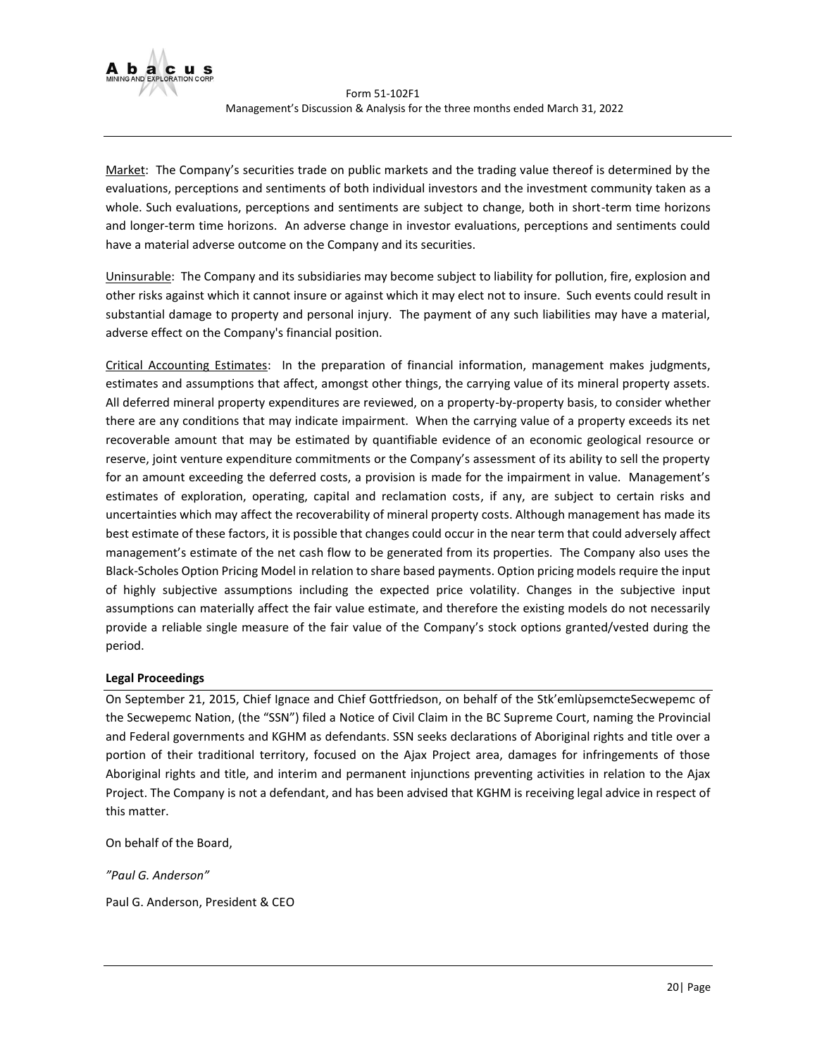Market: The Company's securities trade on public markets and the trading value thereof is determined by the evaluations, perceptions and sentiments of both individual investors and the investment community taken as a whole. Such evaluations, perceptions and sentiments are subject to change, both in short-term time horizons and longer-term time horizons. An adverse change in investor evaluations, perceptions and sentiments could have a material adverse outcome on the Company and its securities.

Uninsurable: The Company and its subsidiaries may become subject to liability for pollution, fire, explosion and other risks against which it cannot insure or against which it may elect not to insure. Such events could result in substantial damage to property and personal injury. The payment of any such liabilities may have a material, adverse effect on the Company's financial position.

Critical Accounting Estimates: In the preparation of financial information, management makes judgments, estimates and assumptions that affect, amongst other things, the carrying value of its mineral property assets. All deferred mineral property expenditures are reviewed, on a property-by-property basis, to consider whether there are any conditions that may indicate impairment. When the carrying value of a property exceeds its net recoverable amount that may be estimated by quantifiable evidence of an economic geological resource or reserve, joint venture expenditure commitments or the Company's assessment of its ability to sell the property for an amount exceeding the deferred costs, a provision is made for the impairment in value. Management's estimates of exploration, operating, capital and reclamation costs, if any, are subject to certain risks and uncertainties which may affect the recoverability of mineral property costs. Although management has made its best estimate of these factors, it is possible that changes could occur in the near term that could adversely affect management's estimate of the net cash flow to be generated from its properties. The Company also uses the Black-Scholes Option Pricing Model in relation to share based payments. Option pricing models require the input of highly subjective assumptions including the expected price volatility. Changes in the subjective input assumptions can materially affect the fair value estimate, and therefore the existing models do not necessarily provide a reliable single measure of the fair value of the Company's stock options granted/vested during the period.

**Legal Proceedings**

On September 21, 2015, Chief Ignace and Chief Gottfriedson, on behalf of the Stk'emlùpsemcteSecwepemc of the Secwepemc Nation, (the "SSN") filed a Notice of Civil Claim in the BC Supreme Court, naming the Provincial and Federal governments and KGHM as defendants. SSN seeks declarations of Aboriginal rights and title over a portion of their traditional territory, focused on the Ajax Project area, damages for infringements of those Aboriginal rights and title, and interim and permanent injunctions preventing activities in relation to the Ajax Project. The Company is not a defendant, and has been advised that KGHM is receiving legal advice in respect of this matter.

On behalf of the Board,

*"Paul G. Anderson"*

Paul G. Anderson, President & CEO